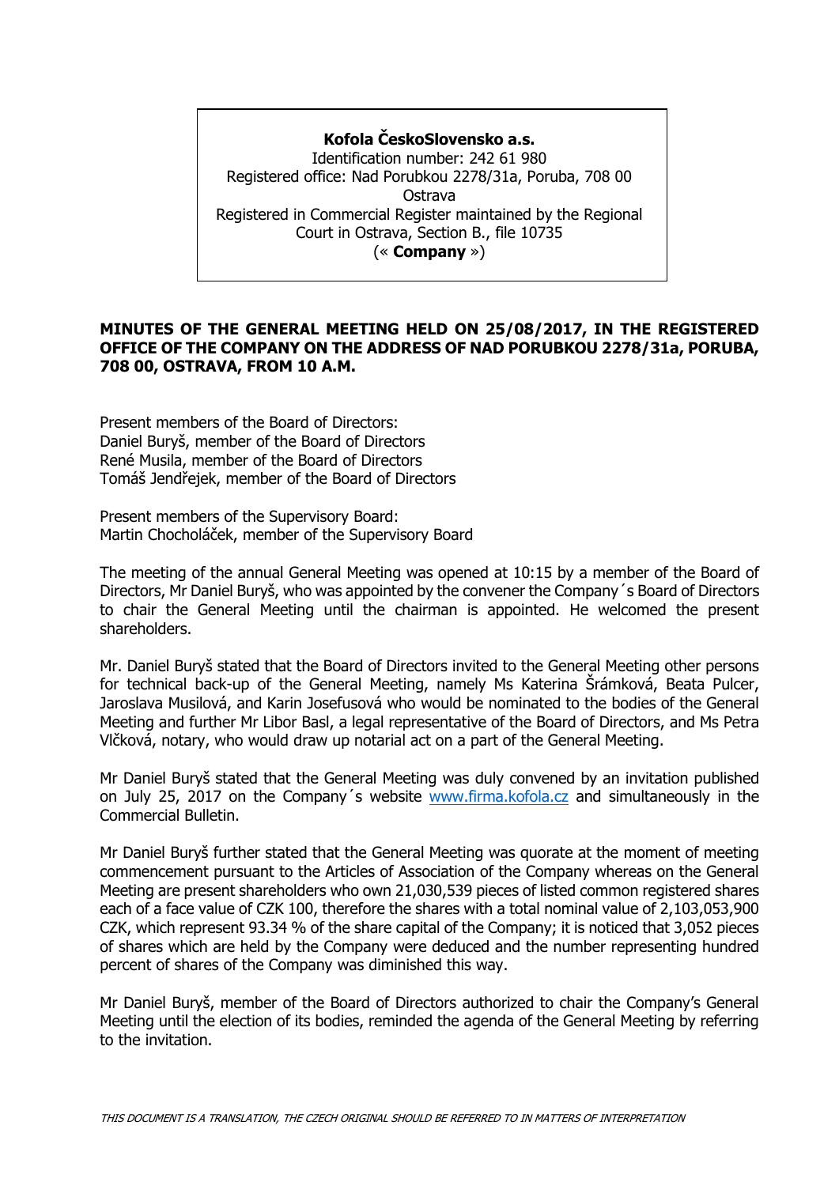**Kofola ČeskoSlovensko a.s.**
Identification number: 242 61 980
Registered office: Nad Porubkou 2278/31a, Poruba, 708 00 Ostrava
Registered in Commercial Register maintained by the Regional Court in Ostrava, Section B., file 10735
(« **Company** »)

**MINUTES OF THE GENERAL MEETING HELD ON 25/08/2017, IN THE REGISTERED OFFICE OF THE COMPANY ON THE ADDRESS OF NAD PORUBKOU 2278/31a, PORUBA, 708 00, OSTRAVA, FROM 10 A.M.**

Present members of the Board of Directors:
Daniel Buryš, member of the Board of Directors
René Musila, member of the Board of Directors
Tomáš Jendřejek, member of the Board of Directors

Present members of the Supervisory Board:
Martin Chocholáček, member of the Supervisory Board

The meeting of the annual General Meeting was opened at 10:15 by a member of the Board of Directors, Mr Daniel Buryš, who was appointed by the convener the Company´s Board of Directors to chair the General Meeting until the chairman is appointed. He welcomed the present shareholders.

Mr. Daniel Buryš stated that the Board of Directors invited to the General Meeting other persons for technical back-up of the General Meeting, namely Ms Katerina Šrámková, Beata Pulcer, Jaroslava Musilová, and Karin Josefusová who would be nominated to the bodies of the General Meeting and further Mr Libor Basl, a legal representative of the Board of Directors, and Ms Petra Vlčková, notary, who would draw up notarial act on a part of the General Meeting.

Mr Daniel Buryš stated that the General Meeting was duly convened by an invitation published on July 25, 2017 on the Company´s website www.firma.kofola.cz and simultaneously in the Commercial Bulletin.

Mr Daniel Buryš further stated that the General Meeting was quorate at the moment of meeting commencement pursuant to the Articles of Association of the Company whereas on the General Meeting are present shareholders who own 21,030,539 pieces of listed common registered shares each of a face value of CZK 100, therefore the shares with a total nominal value of 2,103,053,900 CZK, which represent 93.34 % of the share capital of the Company; it is noticed that 3,052 pieces of shares which are held by the Company were deduced and the number representing hundred percent of shares of the Company was diminished this way.

Mr Daniel Buryš, member of the Board of Directors authorized to chair the Company's General Meeting until the election of its bodies, reminded the agenda of the General Meeting by referring to the invitation.

*THIS DOCUMENT IS A TRANSLATION, THE CZECH ORIGINAL SHOULD BE REFERRED TO IN MATTERS OF INTERPRETATION*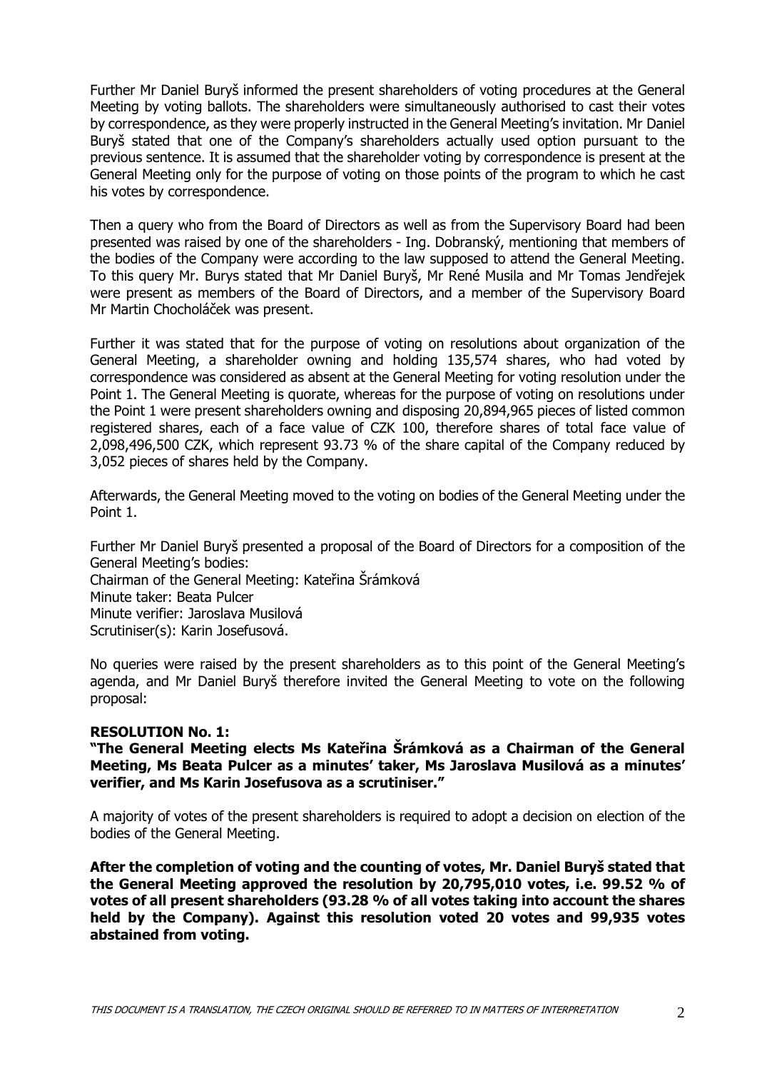Further Mr Daniel Buryš informed the present shareholders of voting procedures at the General Meeting by voting ballots. The shareholders were simultaneously authorised to cast their votes by correspondence, as they were properly instructed in the General Meeting's invitation. Mr Daniel Buryš stated that one of the Company's shareholders actually used option pursuant to the previous sentence. It is assumed that the shareholder voting by correspondence is present at the General Meeting only for the purpose of voting on those points of the program to which he cast his votes by correspondence.

Then a query who from the Board of Directors as well as from the Supervisory Board had been presented was raised by one of the shareholders - Ing. Dobranský, mentioning that members of the bodies of the Company were according to the law supposed to attend the General Meeting. To this query Mr. Burys stated that Mr Daniel Buryš, Mr René Musila and Mr Tomas Jendřejek were present as members of the Board of Directors, and a member of the Supervisory Board Mr Martin Chocholáček was present.

Further it was stated that for the purpose of voting on resolutions about organization of the General Meeting, a shareholder owning and holding 135,574 shares, who had voted by correspondence was considered as absent at the General Meeting for voting resolution under the Point 1. The General Meeting is quorate, whereas for the purpose of voting on resolutions under the Point 1 were present shareholders owning and disposing 20,894,965 pieces of listed common registered shares, each of a face value of CZK 100, therefore shares of total face value of 2,098,496,500 CZK, which represent 93.73 % of the share capital of the Company reduced by 3,052 pieces of shares held by the Company.

Afterwards, the General Meeting moved to the voting on bodies of the General Meeting under the Point 1.

Further Mr Daniel Buryš presented a proposal of the Board of Directors for a composition of the General Meeting's bodies:
Chairman of the General Meeting: Kateřina Šrámková
Minute taker: Beata Pulcer
Minute verifier: Jaroslava Musilová
Scrutiniser(s): Karin Josefusová.

No queries were raised by the present shareholders as to this point of the General Meeting's agenda, and Mr Daniel Buryš therefore invited the General Meeting to vote on the following proposal:

**RESOLUTION No. 1:**
**"The General Meeting elects Ms Kateřina Šrámková as a Chairman of the General Meeting, Ms Beata Pulcer as a minutes' taker, Ms Jaroslava Musilová as a minutes' verifier, and Ms Karin Josefusova as a scrutiniser."**

A majority of votes of the present shareholders is required to adopt a decision on election of the bodies of the General Meeting.

**After the completion of voting and the counting of votes, Mr. Daniel Buryš stated that the General Meeting approved the resolution by 20,795,010 votes, i.e. 99.52 % of votes of all present shareholders (93.28 % of all votes taking into account the shares held by the Company). Against this resolution voted 20 votes and 99,935 votes abstained from voting.**

*THIS DOCUMENT IS A TRANSLATION, THE CZECH ORIGINAL SHOULD BE REFERRED TO IN MATTERS OF INTERPRETATION*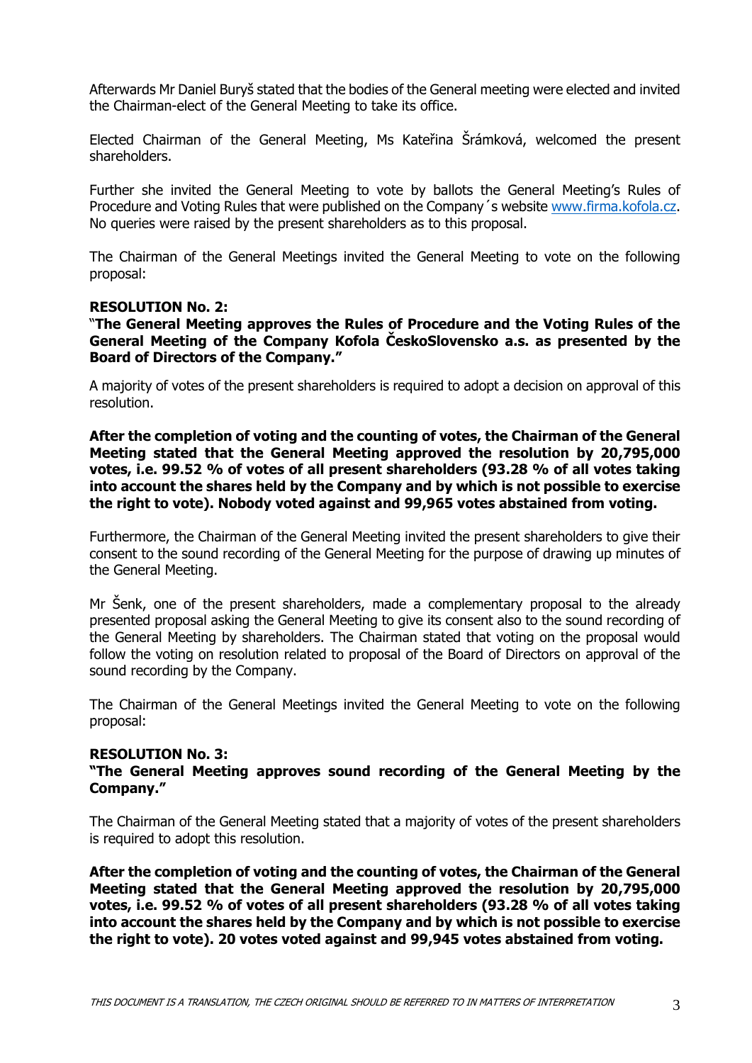Afterwards Mr Daniel Buryš stated that the bodies of the General meeting were elected and invited the Chairman-elect of the General Meeting to take its office.

Elected Chairman of the General Meeting, Ms Kateřina Šrámková, welcomed the present shareholders.

Further she invited the General Meeting to vote by ballots the General Meeting's Rules of Procedure and Voting Rules that were published on the Company´s website www.firma.kofola.cz. No queries were raised by the present shareholders as to this proposal.

The Chairman of the General Meetings invited the General Meeting to vote on the following proposal:

**RESOLUTION No. 2:**

**"The General Meeting approves the Rules of Procedure and the Voting Rules of the General Meeting of the Company Kofola ČeskoSlovensko a.s. as presented by the Board of Directors of the Company."**

A majority of votes of the present shareholders is required to adopt a decision on approval of this resolution.

**After the completion of voting and the counting of votes, the Chairman of the General Meeting stated that the General Meeting approved the resolution by 20,795,000 votes, i.e. 99.52 % of votes of all present shareholders (93.28 % of all votes taking into account the shares held by the Company and by which is not possible to exercise the right to vote). Nobody voted against and 99,965 votes abstained from voting.**

Furthermore, the Chairman of the General Meeting invited the present shareholders to give their consent to the sound recording of the General Meeting for the purpose of drawing up minutes of the General Meeting.

Mr Šenk, one of the present shareholders, made a complementary proposal to the already presented proposal asking the General Meeting to give its consent also to the sound recording of the General Meeting by shareholders. The Chairman stated that voting on the proposal would follow the voting on resolution related to proposal of the Board of Directors on approval of the sound recording by the Company.

The Chairman of the General Meetings invited the General Meeting to vote on the following proposal:

**RESOLUTION No. 3:**

**"The General Meeting approves sound recording of the General Meeting by the Company."**

The Chairman of the General Meeting stated that a majority of votes of the present shareholders is required to adopt this resolution.

**After the completion of voting and the counting of votes, the Chairman of the General Meeting stated that the General Meeting approved the resolution by 20,795,000 votes, i.e. 99.52 % of votes of all present shareholders (93.28 % of all votes taking into account the shares held by the Company and by which is not possible to exercise the right to vote). 20 votes voted against and 99,945 votes abstained from voting.**

*THIS DOCUMENT IS A TRANSLATION, THE CZECH ORIGINAL SHOULD BE REFERRED TO IN MATTERS OF INTERPRETATION*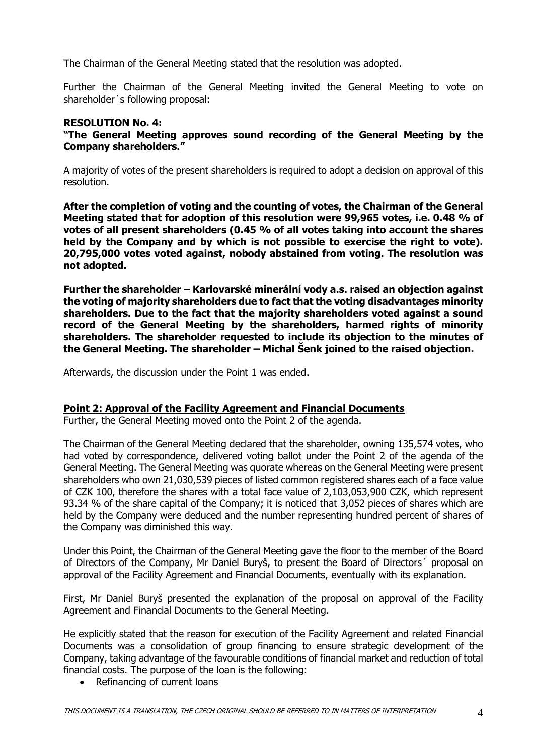The Chairman of the General Meeting stated that the resolution was adopted.

Further the Chairman of the General Meeting invited the General Meeting to vote on shareholder´s following proposal:

**RESOLUTION No. 4:**
**"The General Meeting approves sound recording of the General Meeting by the Company shareholders."**

A majority of votes of the present shareholders is required to adopt a decision on approval of this resolution.

**After the completion of voting and the counting of votes, the Chairman of the General Meeting stated that for adoption of this resolution were 99,965 votes, i.e. 0.48 % of votes of all present shareholders (0.45 % of all votes taking into account the shares held by the Company and by which is not possible to exercise the right to vote). 20,795,000 votes voted against, nobody abstained from voting. The resolution was not adopted.**

**Further the shareholder – Karlovarské minerální vody a.s. raised an objection against the voting of majority shareholders due to fact that the voting disadvantages minority shareholders. Due to the fact that the majority shareholders voted against a sound record of the General Meeting by the shareholders, harmed rights of minority shareholders. The shareholder requested to include its objection to the minutes of the General Meeting. The shareholder – Michal Šenk joined to the raised objection.**

Afterwards, the discussion under the Point 1 was ended.

**Point 2: Approval of the Facility Agreement and Financial Documents**

Further, the General Meeting moved onto the Point 2 of the agenda.

The Chairman of the General Meeting declared that the shareholder, owning 135,574 votes, who had voted by correspondence, delivered voting ballot under the Point 2 of the agenda of the General Meeting. The General Meeting was quorate whereas on the General Meeting were present shareholders who own 21,030,539 pieces of listed common registered shares each of a face value of CZK 100, therefore the shares with a total face value of 2,103,053,900 CZK, which represent 93.34 % of the share capital of the Company; it is noticed that 3,052 pieces of shares which are held by the Company were deduced and the number representing hundred percent of shares of the Company was diminished this way.

Under this Point, the Chairman of the General Meeting gave the floor to the member of the Board of Directors of the Company, Mr Daniel Buryš, to present the Board of Directors´ proposal on approval of the Facility Agreement and Financial Documents, eventually with its explanation.

First, Mr Daniel Buryš presented the explanation of the proposal on approval of the Facility Agreement and Financial Documents to the General Meeting.

He explicitly stated that the reason for execution of the Facility Agreement and related Financial Documents was a consolidation of group financing to ensure strategic development of the Company, taking advantage of the favourable conditions of financial market and reduction of total financial costs. The purpose of the loan is the following:

- Refinancing of current loans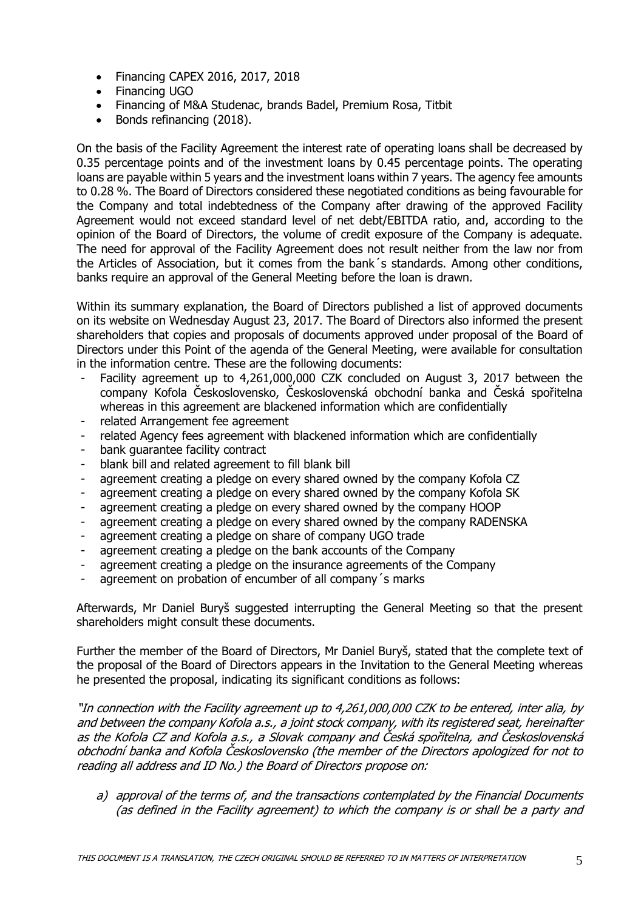- Financing CAPEX 2016, 2017, 2018
- Financing UGO
- Financing of M&A Studenac, brands Badel, Premium Rosa, Titbit
- Bonds refinancing (2018).

On the basis of the Facility Agreement the interest rate of operating loans shall be decreased by 0.35 percentage points and of the investment loans by 0.45 percentage points. The operating loans are payable within 5 years and the investment loans within 7 years. The agency fee amounts to 0.28 %. The Board of Directors considered these negotiated conditions as being favourable for the Company and total indebtedness of the Company after drawing of the approved Facility Agreement would not exceed standard level of net debt/EBITDA ratio, and, according to the opinion of the Board of Directors, the volume of credit exposure of the Company is adequate. The need for approval of the Facility Agreement does not result neither from the law nor from the Articles of Association, but it comes from the bank´s standards. Among other conditions, banks require an approval of the General Meeting before the loan is drawn.

Within its summary explanation, the Board of Directors published a list of approved documents on its website on Wednesday August 23, 2017. The Board of Directors also informed the present shareholders that copies and proposals of documents approved under proposal of the Board of Directors under this Point of the agenda of the General Meeting, were available for consultation in the information centre. These are the following documents:

- Facility agreement up to 4,261,000,000 CZK concluded on August 3, 2017 between the company Kofola Československo, Československá obchodní banka and Česká spořitelna whereas in this agreement are blackened information which are confidentially
- related Arrangement fee agreement
- related Agency fees agreement with blackened information which are confidentially
- bank guarantee facility contract
- blank bill and related agreement to fill blank bill
- agreement creating a pledge on every shared owned by the company Kofola CZ
- agreement creating a pledge on every shared owned by the company Kofola SK
- agreement creating a pledge on every shared owned by the company HOOP
- agreement creating a pledge on every shared owned by the company RADENSKA
- agreement creating a pledge on share of company UGO trade
- agreement creating a pledge on the bank accounts of the Company
- agreement creating a pledge on the insurance agreements of the Company
- agreement on probation of encumber of all company´s marks

Afterwards, Mr Daniel Buryš suggested interrupting the General Meeting so that the present shareholders might consult these documents.

Further the member of the Board of Directors, Mr Daniel Buryš, stated that the complete text of the proposal of the Board of Directors appears in the Invitation to the General Meeting whereas he presented the proposal, indicating its significant conditions as follows:

*"In connection with the Facility agreement up to 4,261,000,000 CZK to be entered, inter alia, by and between the company Kofola a.s., a joint stock company, with its registered seat, hereinafter as the Kofola CZ and Kofola a.s., a Slovak company and Česká spořitelna, and Československá obchodní banka and Kofola Československo (the member of the Directors apologized for not to reading all address and ID No.) the Board of Directors propose on:*

*a) approval of the terms of, and the transactions contemplated by the Financial Documents (as defined in the Facility agreement) to which the company is or shall be a party and*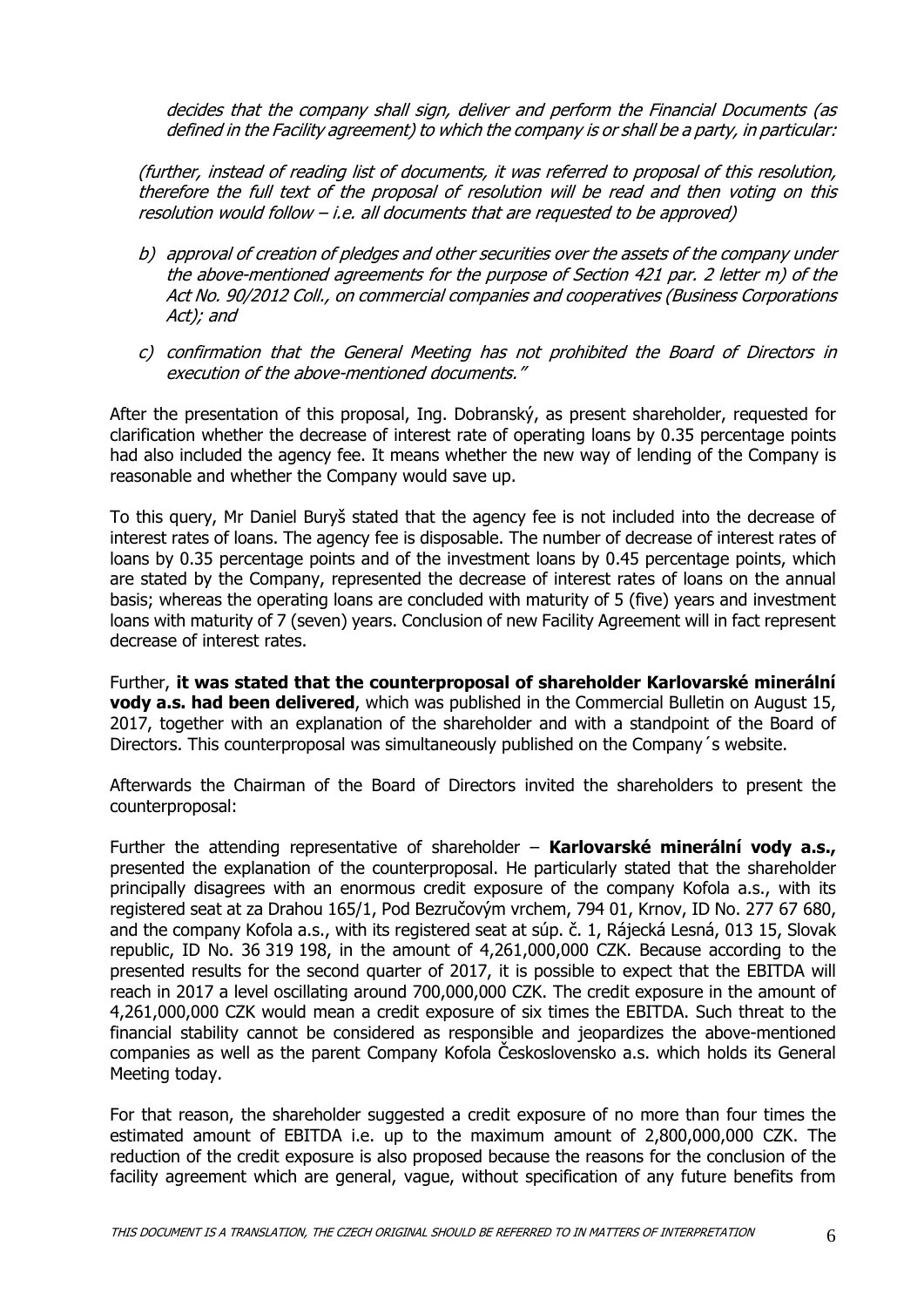*decides that the company shall sign, deliver and perform the Financial Documents (as defined in the Facility agreement) to which the company is or shall be a party, in particular:*

*(further, instead of reading list of documents, it was referred to proposal of this resolution, therefore the full text of the proposal of resolution will be read and then voting on this resolution would follow – i.e. all documents that are requested to be approved)*

*b) approval of creation of pledges and other securities over the assets of the company under the above-mentioned agreements for the purpose of Section 421 par. 2 letter m) of the Act No. 90/2012 Coll., on commercial companies and cooperatives (Business Corporations Act); and*

*c) confirmation that the General Meeting has not prohibited the Board of Directors in execution of the above-mentioned documents."*

After the presentation of this proposal, Ing. Dobranský, as present shareholder, requested for clarification whether the decrease of interest rate of operating loans by 0.35 percentage points had also included the agency fee. It means whether the new way of lending of the Company is reasonable and whether the Company would save up.

To this query, Mr Daniel Buryš stated that the agency fee is not included into the decrease of interest rates of loans. The agency fee is disposable. The number of decrease of interest rates of loans by 0.35 percentage points and of the investment loans by 0.45 percentage points, which are stated by the Company, represented the decrease of interest rates of loans on the annual basis; whereas the operating loans are concluded with maturity of 5 (five) years and investment loans with maturity of 7 (seven) years. Conclusion of new Facility Agreement will in fact represent decrease of interest rates.

Further, **it was stated that the counterproposal of shareholder Karlovarské minerální vody a.s. had been delivered**, which was published in the Commercial Bulletin on August 15, 2017, together with an explanation of the shareholder and with a standpoint of the Board of Directors. This counterproposal was simultaneously published on the Company´s website.

Afterwards the Chairman of the Board of Directors invited the shareholders to present the counterproposal:

Further the attending representative of shareholder – **Karlovarské minerální vody a.s.,** presented the explanation of the counterproposal. He particularly stated that the shareholder principally disagrees with an enormous credit exposure of the company Kofola a.s., with its registered seat at za Drahou 165/1, Pod Bezručovým vrchem, 794 01, Krnov, ID No. 277 67 680, and the company Kofola a.s., with its registered seat at súp. č. 1, Rájecká Lesná, 013 15, Slovak republic, ID No. 36 319 198, in the amount of 4,261,000,000 CZK. Because according to the presented results for the second quarter of 2017, it is possible to expect that the EBITDA will reach in 2017 a level oscillating around 700,000,000 CZK. The credit exposure in the amount of 4,261,000,000 CZK would mean a credit exposure of six times the EBITDA. Such threat to the financial stability cannot be considered as responsible and jeopardizes the above-mentioned companies as well as the parent Company Kofola Československo a.s. which holds its General Meeting today.

For that reason, the shareholder suggested a credit exposure of no more than four times the estimated amount of EBITDA i.e. up to the maximum amount of 2,800,000,000 CZK. The reduction of the credit exposure is also proposed because the reasons for the conclusion of the facility agreement which are general, vague, without specification of any future benefits from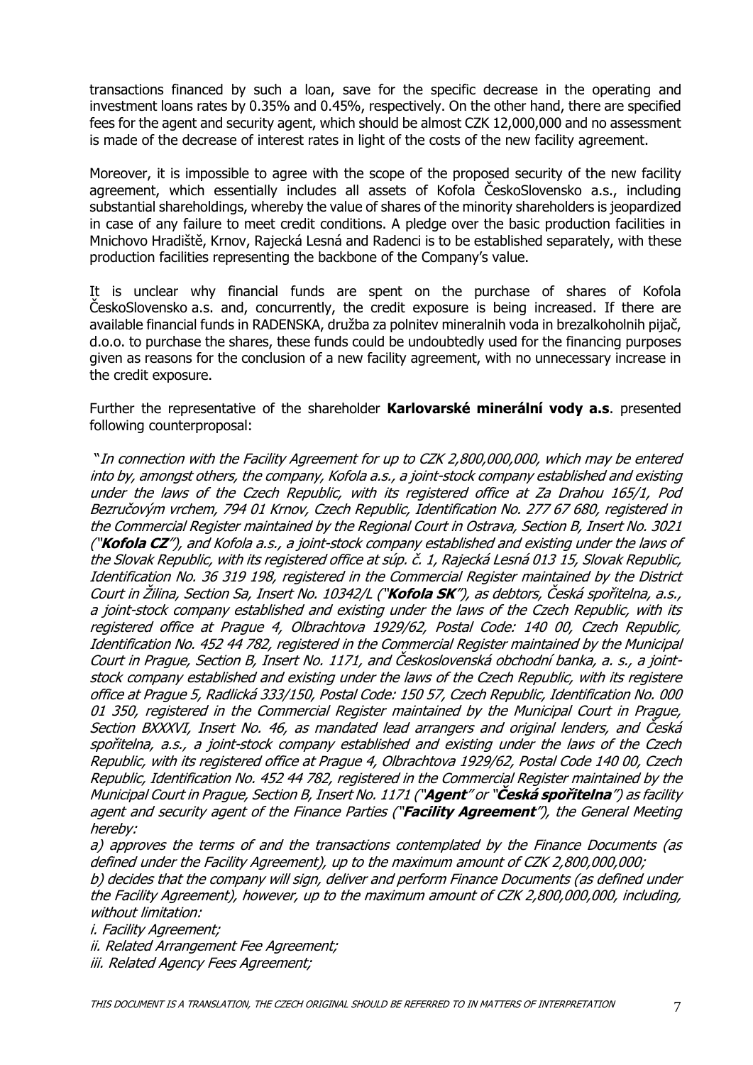transactions financed by such a loan, save for the specific decrease in the operating and investment loans rates by 0.35% and 0.45%, respectively. On the other hand, there are specified fees for the agent and security agent, which should be almost CZK 12,000,000 and no assessment is made of the decrease of interest rates in light of the costs of the new facility agreement.

Moreover, it is impossible to agree with the scope of the proposed security of the new facility agreement, which essentially includes all assets of Kofola ČeskoSlovensko a.s., including substantial shareholdings, whereby the value of shares of the minority shareholders is jeopardized in case of any failure to meet credit conditions. A pledge over the basic production facilities in Mnichovo Hradiště, Krnov, Rajecká Lesná and Radenci is to be established separately, with these production facilities representing the backbone of the Company's value.

It is unclear why financial funds are spent on the purchase of shares of Kofola ČeskoSlovensko a.s. and, concurrently, the credit exposure is being increased. If there are available financial funds in RADENSKA, družba za polnitev mineralnih voda in brezalkoholnih pijač, d.o.o. to purchase the shares, these funds could be undoubtedly used for the financing purposes given as reasons for the conclusion of a new facility agreement, with no unnecessary increase in the credit exposure.

Further the representative of the shareholder **Karlovarské minerální vody a.s**. presented following counterproposal:

*"In connection with the Facility Agreement for up to CZK 2,800,000,000, which may be entered into by, amongst others, the company, Kofola a.s., a joint-stock company established and existing under the laws of the Czech Republic, with its registered office at Za Drahou 165/1, Pod Bezručovým vrchem, 794 01 Krnov, Czech Republic, Identification No. 277 67 680, registered in the Commercial Register maintained by the Regional Court in Ostrava, Section B, Insert No. 3021 ("**Kofola CZ**"), and Kofola a.s., a joint-stock company established and existing under the laws of the Slovak Republic, with its registered office at súp. č. 1, Rajecká Lesná 013 15, Slovak Republic, Identification No. 36 319 198, registered in the Commercial Register maintained by the District Court in Žilina, Section Sa, Insert No. 10342/L ("**Kofola SK**"), as debtors, Česká spořitelna, a.s., a joint-stock company established and existing under the laws of the Czech Republic, with its registered office at Prague 4, Olbrachtova 1929/62, Postal Code: 140 00, Czech Republic, Identification No. 452 44 782, registered in the Commercial Register maintained by the Municipal Court in Prague, Section B, Insert No. 1171, and Československá obchodní banka, a. s., a joint-stock company established and existing under the laws of the Czech Republic, with its registere office at Prague 5, Radlická 333/150, Postal Code: 150 57, Czech Republic, Identification No. 000 01 350, registered in the Commercial Register maintained by the Municipal Court in Prague, Section BXXXVI, Insert No. 46, as mandated lead arrangers and original lenders, and Česká spořitelna, a.s., a joint-stock company established and existing under the laws of the Czech Republic, with its registered office at Prague 4, Olbrachtova 1929/62, Postal Code 140 00, Czech Republic, Identification No. 452 44 782, registered in the Commercial Register maintained by the Municipal Court in Prague, Section B, Insert No. 1171 ("**Agent**" or "**Česká spořitelna**") as facility agent and security agent of the Finance Parties ("**Facility Agreement**"), the General Meeting hereby:*

*a) approves the terms of and the transactions contemplated by the Finance Documents (as defined under the Facility Agreement), up to the maximum amount of CZK 2,800,000,000;*

*b) decides that the company will sign, deliver and perform Finance Documents (as defined under the Facility Agreement), however, up to the maximum amount of CZK 2,800,000,000, including, without limitation:*

*i. Facility Agreement;*

*ii. Related Arrangement Fee Agreement;*

*iii. Related Agency Fees Agreement;*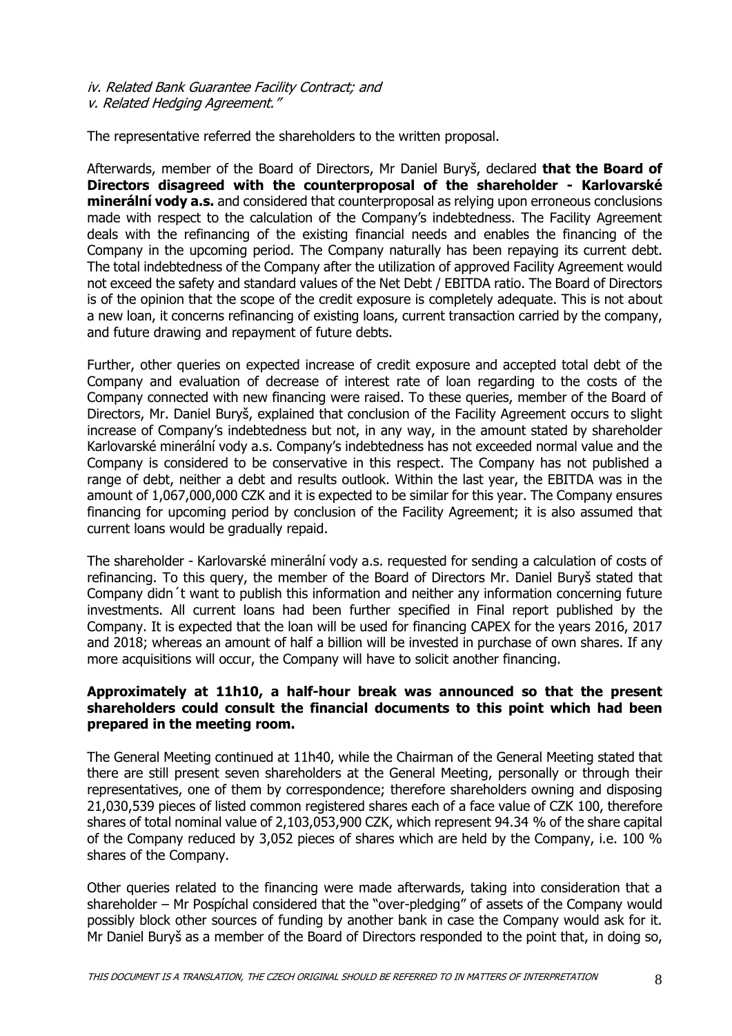*iv. Related Bank Guarantee Facility Contract; and*
*v. Related Hedging Agreement."*

The representative referred the shareholders to the written proposal.

Afterwards, member of the Board of Directors, Mr Daniel Buryš, declared **that the Board of Directors disagreed with the counterproposal of the shareholder - Karlovarské minerální vody a.s.** and considered that counterproposal as relying upon erroneous conclusions made with respect to the calculation of the Company's indebtedness. The Facility Agreement deals with the refinancing of the existing financial needs and enables the financing of the Company in the upcoming period. The Company naturally has been repaying its current debt. The total indebtedness of the Company after the utilization of approved Facility Agreement would not exceed the safety and standard values of the Net Debt / EBITDA ratio. The Board of Directors is of the opinion that the scope of the credit exposure is completely adequate. This is not about a new loan, it concerns refinancing of existing loans, current transaction carried by the company, and future drawing and repayment of future debts.

Further, other queries on expected increase of credit exposure and accepted total debt of the Company and evaluation of decrease of interest rate of loan regarding to the costs of the Company connected with new financing were raised. To these queries, member of the Board of Directors, Mr. Daniel Buryš, explained that conclusion of the Facility Agreement occurs to slight increase of Company's indebtedness but not, in any way, in the amount stated by shareholder Karlovarské minerální vody a.s. Company's indebtedness has not exceeded normal value and the Company is considered to be conservative in this respect. The Company has not published a range of debt, neither a debt and results outlook. Within the last year, the EBITDA was in the amount of 1,067,000,000 CZK and it is expected to be similar for this year. The Company ensures financing for upcoming period by conclusion of the Facility Agreement; it is also assumed that current loans would be gradually repaid.

The shareholder - Karlovarské minerální vody a.s. requested for sending a calculation of costs of refinancing. To this query, the member of the Board of Directors Mr. Daniel Buryš stated that Company didn´t want to publish this information and neither any information concerning future investments. All current loans had been further specified in Final report published by the Company. It is expected that the loan will be used for financing CAPEX for the years 2016, 2017 and 2018; whereas an amount of half a billion will be invested in purchase of own shares. If any more acquisitions will occur, the Company will have to solicit another financing.

**Approximately at 11h10, a half-hour break was announced so that the present shareholders could consult the financial documents to this point which had been prepared in the meeting room.**

The General Meeting continued at 11h40, while the Chairman of the General Meeting stated that there are still present seven shareholders at the General Meeting, personally or through their representatives, one of them by correspondence; therefore shareholders owning and disposing 21,030,539 pieces of listed common registered shares each of a face value of CZK 100, therefore shares of total nominal value of 2,103,053,900 CZK, which represent 94.34 % of the share capital of the Company reduced by 3,052 pieces of shares which are held by the Company, i.e. 100 % shares of the Company.

Other queries related to the financing were made afterwards, taking into consideration that a shareholder – Mr Pospíchal considered that the "over-pledging" of assets of the Company would possibly block other sources of funding by another bank in case the Company would ask for it. Mr Daniel Buryš as a member of the Board of Directors responded to the point that, in doing so,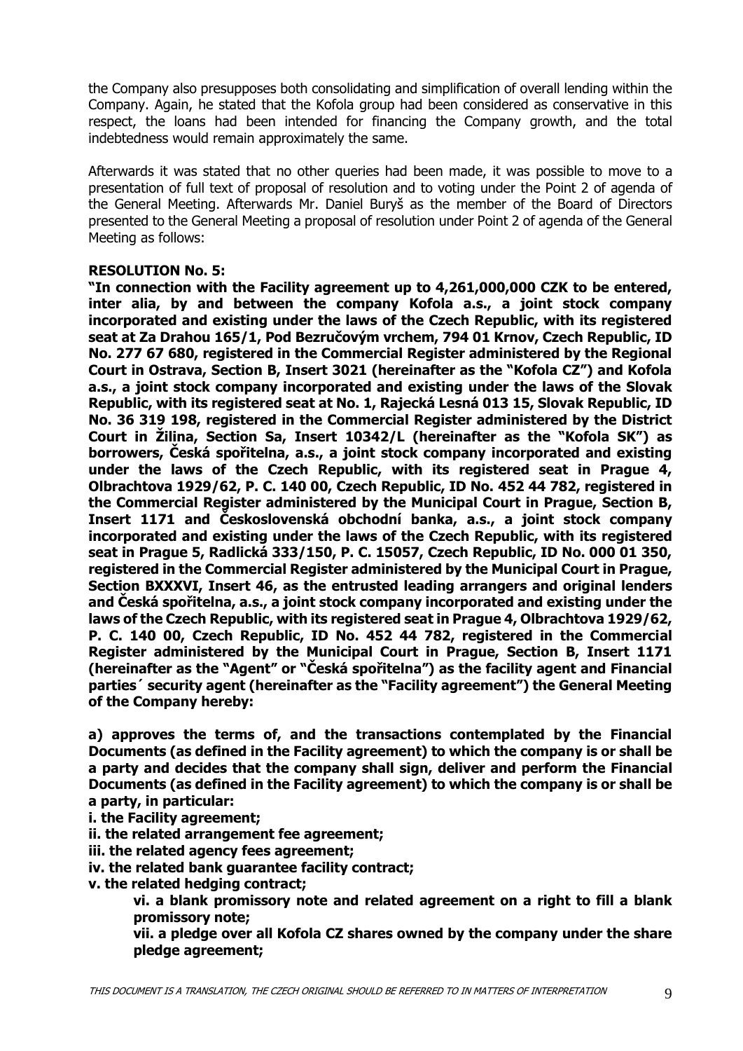the Company also presupposes both consolidating and simplification of overall lending within the Company. Again, he stated that the Kofola group had been considered as conservative in this respect, the loans had been intended for financing the Company growth, and the total indebtedness would remain approximately the same.

Afterwards it was stated that no other queries had been made, it was possible to move to a presentation of full text of proposal of resolution and to voting under the Point 2 of agenda of the General Meeting. Afterwards Mr. Daniel Buryš as the member of the Board of Directors presented to the General Meeting a proposal of resolution under Point 2 of agenda of the General Meeting as follows:

**RESOLUTION No. 5:**

**"In connection with the Facility agreement up to 4,261,000,000 CZK to be entered, inter alia, by and between the company Kofola a.s., a joint stock company incorporated and existing under the laws of the Czech Republic, with its registered seat at Za Drahou 165/1, Pod Bezručovým vrchem, 794 01 Krnov, Czech Republic, ID No. 277 67 680, registered in the Commercial Register administered by the Regional Court in Ostrava, Section B, Insert 3021 (hereinafter as the "Kofola CZ") and Kofola a.s., a joint stock company incorporated and existing under the laws of the Slovak Republic, with its registered seat at No. 1, Rajecká Lesná 013 15, Slovak Republic, ID No. 36 319 198, registered in the Commercial Register administered by the District Court in Žilina, Section Sa, Insert 10342/L (hereinafter as the "Kofola SK") as borrowers, Česká spořitelna, a.s., a joint stock company incorporated and existing under the laws of the Czech Republic, with its registered seat in Prague 4, Olbrachtova 1929/62, P. C. 140 00, Czech Republic, ID No. 452 44 782, registered in the Commercial Register administered by the Municipal Court in Prague, Section B, Insert 1171 and Československá obchodní banka, a.s., a joint stock company incorporated and existing under the laws of the Czech Republic, with its registered seat in Prague 5, Radlická 333/150, P. C. 15057, Czech Republic, ID No. 000 01 350, registered in the Commercial Register administered by the Municipal Court in Prague, Section BXXXVI, Insert 46, as the entrusted leading arrangers and original lenders and Česká spořitelna, a.s., a joint stock company incorporated and existing under the laws of the Czech Republic, with its registered seat in Prague 4, Olbrachtova 1929/62, P. C. 140 00, Czech Republic, ID No. 452 44 782, registered in the Commercial Register administered by the Municipal Court in Prague, Section B, Insert 1171 (hereinafter as the "Agent" or "Česká spořitelna") as the facility agent and Financial parties´ security agent (hereinafter as the "Facility agreement") the General Meeting of the Company hereby:**

**a) approves the terms of, and the transactions contemplated by the Financial Documents (as defined in the Facility agreement) to which the company is or shall be a party and decides that the company shall sign, deliver and perform the Financial Documents (as defined in the Facility agreement) to which the company is or shall be a party, in particular:**

**i. the Facility agreement;**
**ii. the related arrangement fee agreement;**
**iii. the related agency fees agreement;**
**iv. the related bank guarantee facility contract;**
**v. the related hedging contract;**
**vi. a blank promissory note and related agreement on a right to fill a blank promissory note;**
**vii. a pledge over all Kofola CZ shares owned by the company under the share pledge agreement;**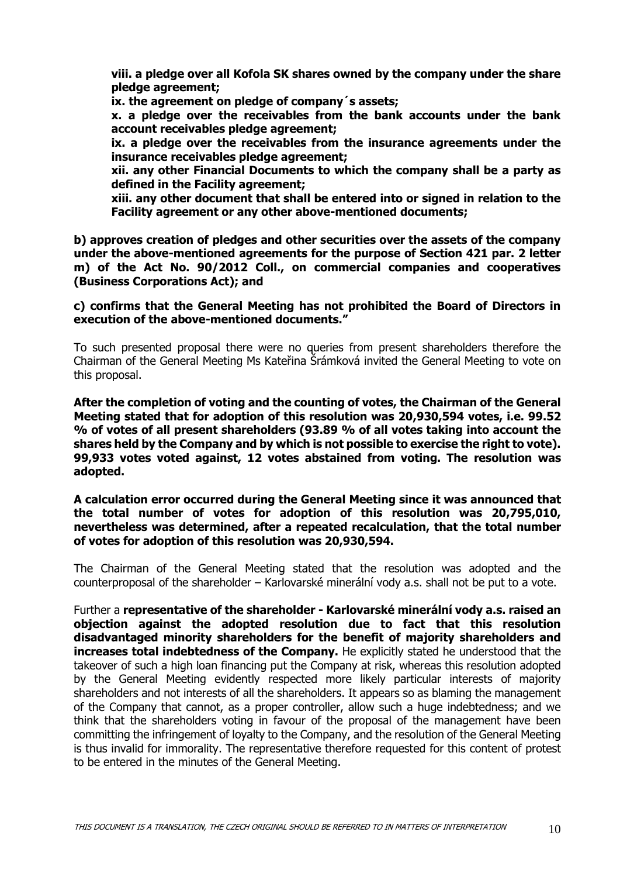**viii. a pledge over all Kofola SK shares owned by the company under the share pledge agreement;**

**ix. the agreement on pledge of company´s assets;**

**x. a pledge over the receivables from the bank accounts under the bank account receivables pledge agreement;**

**ix. a pledge over the receivables from the insurance agreements under the insurance receivables pledge agreement;**

**xii. any other Financial Documents to which the company shall be a party as defined in the Facility agreement;**

**xiii. any other document that shall be entered into or signed in relation to the Facility agreement or any other above-mentioned documents;**

**b) approves creation of pledges and other securities over the assets of the company under the above-mentioned agreements for the purpose of Section 421 par. 2 letter m) of the Act No. 90/2012 Coll., on commercial companies and cooperatives (Business Corporations Act); and**

**c) confirms that the General Meeting has not prohibited the Board of Directors in execution of the above-mentioned documents."**

To such presented proposal there were no queries from present shareholders therefore the Chairman of the General Meeting Ms Kateřina Šrámková invited the General Meeting to vote on this proposal.

**After the completion of voting and the counting of votes, the Chairman of the General Meeting stated that for adoption of this resolution was 20,930,594 votes, i.e. 99.52 % of votes of all present shareholders (93.89 % of all votes taking into account the shares held by the Company and by which is not possible to exercise the right to vote). 99,933 votes voted against, 12 votes abstained from voting. The resolution was adopted.**

**A calculation error occurred during the General Meeting since it was announced that the total number of votes for adoption of this resolution was 20,795,010, nevertheless was determined, after a repeated recalculation, that the total number of votes for adoption of this resolution was 20,930,594.**

The Chairman of the General Meeting stated that the resolution was adopted and the counterproposal of the shareholder – Karlovarské minerální vody a.s. shall not be put to a vote.

Further a **representative of the shareholder - Karlovarské minerální vody a.s. raised an objection against the adopted resolution due to fact that this resolution disadvantaged minority shareholders for the benefit of majority shareholders and increases total indebtedness of the Company.** He explicitly stated he understood that the takeover of such a high loan financing put the Company at risk, whereas this resolution adopted by the General Meeting evidently respected more likely particular interests of majority shareholders and not interests of all the shareholders. It appears so as blaming the management of the Company that cannot, as a proper controller, allow such a huge indebtedness; and we think that the shareholders voting in favour of the proposal of the management have been committing the infringement of loyalty to the Company, and the resolution of the General Meeting is thus invalid for immorality. The representative therefore requested for this content of protest to be entered in the minutes of the General Meeting.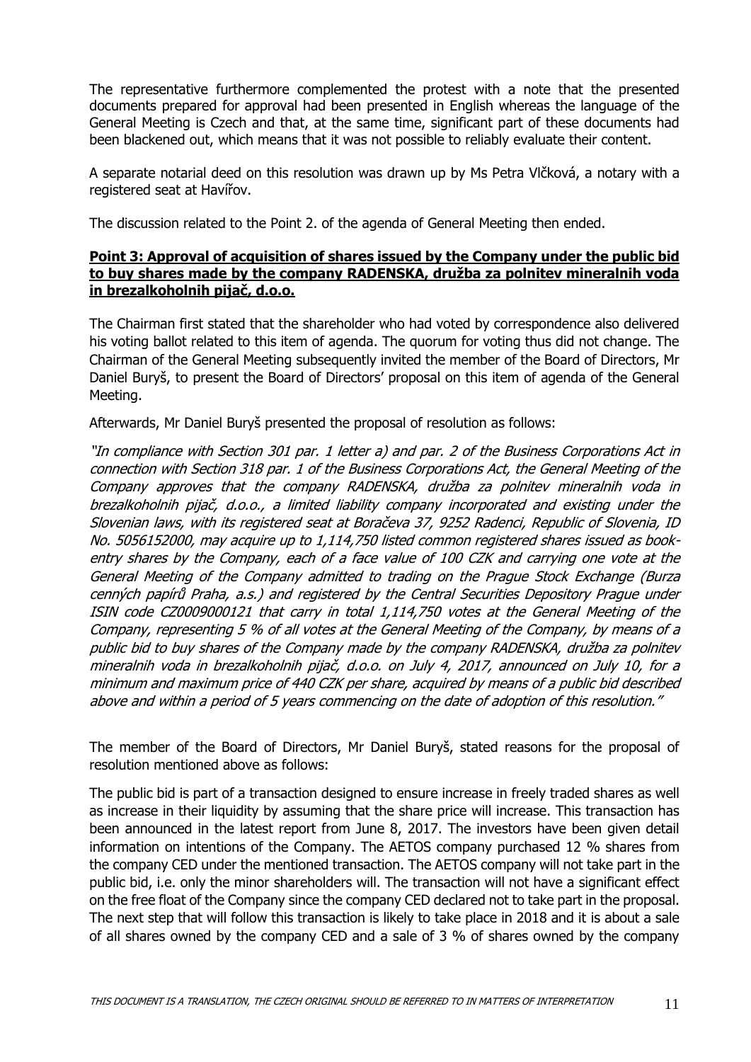The representative furthermore complemented the protest with a note that the presented documents prepared for approval had been presented in English whereas the language of the General Meeting is Czech and that, at the same time, significant part of these documents had been blackened out, which means that it was not possible to reliably evaluate their content.

A separate notarial deed on this resolution was drawn up by Ms Petra Vlčková, a notary with a registered seat at Havířov.

The discussion related to the Point 2. of the agenda of General Meeting then ended.

**Point 3: Approval of acquisition of shares issued by the Company under the public bid to buy shares made by the company RADENSKA, družba za polnitev mineralnih voda in brezalkoholnih pijač, d.o.o.**

The Chairman first stated that the shareholder who had voted by correspondence also delivered his voting ballot related to this item of agenda. The quorum for voting thus did not change. The Chairman of the General Meeting subsequently invited the member of the Board of Directors, Mr Daniel Buryš, to present the Board of Directors' proposal on this item of agenda of the General Meeting.

Afterwards, Mr Daniel Buryš presented the proposal of resolution as follows:

*"In compliance with Section 301 par. 1 letter a) and par. 2 of the Business Corporations Act in connection with Section 318 par. 1 of the Business Corporations Act, the General Meeting of the Company approves that the company RADENSKA, družba za polnitev mineralnih voda in brezalkoholnih pijač, d.o.o., a limited liability company incorporated and existing under the Slovenian laws, with its registered seat at Boračeva 37, 9252 Radenci, Republic of Slovenia, ID No. 5056152000, may acquire up to 1,114,750 listed common registered shares issued as book-entry shares by the Company, each of a face value of 100 CZK and carrying one vote at the General Meeting of the Company admitted to trading on the Prague Stock Exchange (Burza cenných papírů Praha, a.s.) and registered by the Central Securities Depository Prague under ISIN code CZ0009000121 that carry in total 1,114,750 votes at the General Meeting of the Company, representing 5 % of all votes at the General Meeting of the Company, by means of a public bid to buy shares of the Company made by the company RADENSKA, družba za polnitev mineralnih voda in brezalkoholnih pijač, d.o.o. on July 4, 2017, announced on July 10, for a minimum and maximum price of 440 CZK per share, acquired by means of a public bid described above and within a period of 5 years commencing on the date of adoption of this resolution."*

The member of the Board of Directors, Mr Daniel Buryš, stated reasons for the proposal of resolution mentioned above as follows:

The public bid is part of a transaction designed to ensure increase in freely traded shares as well as increase in their liquidity by assuming that the share price will increase. This transaction has been announced in the latest report from June 8, 2017. The investors have been given detail information on intentions of the Company. The AETOS company purchased 12 % shares from the company CED under the mentioned transaction. The AETOS company will not take part in the public bid, i.e. only the minor shareholders will. The transaction will not have a significant effect on the free float of the Company since the company CED declared not to take part in the proposal. The next step that will follow this transaction is likely to take place in 2018 and it is about a sale of all shares owned by the company CED and a sale of 3 % of shares owned by the company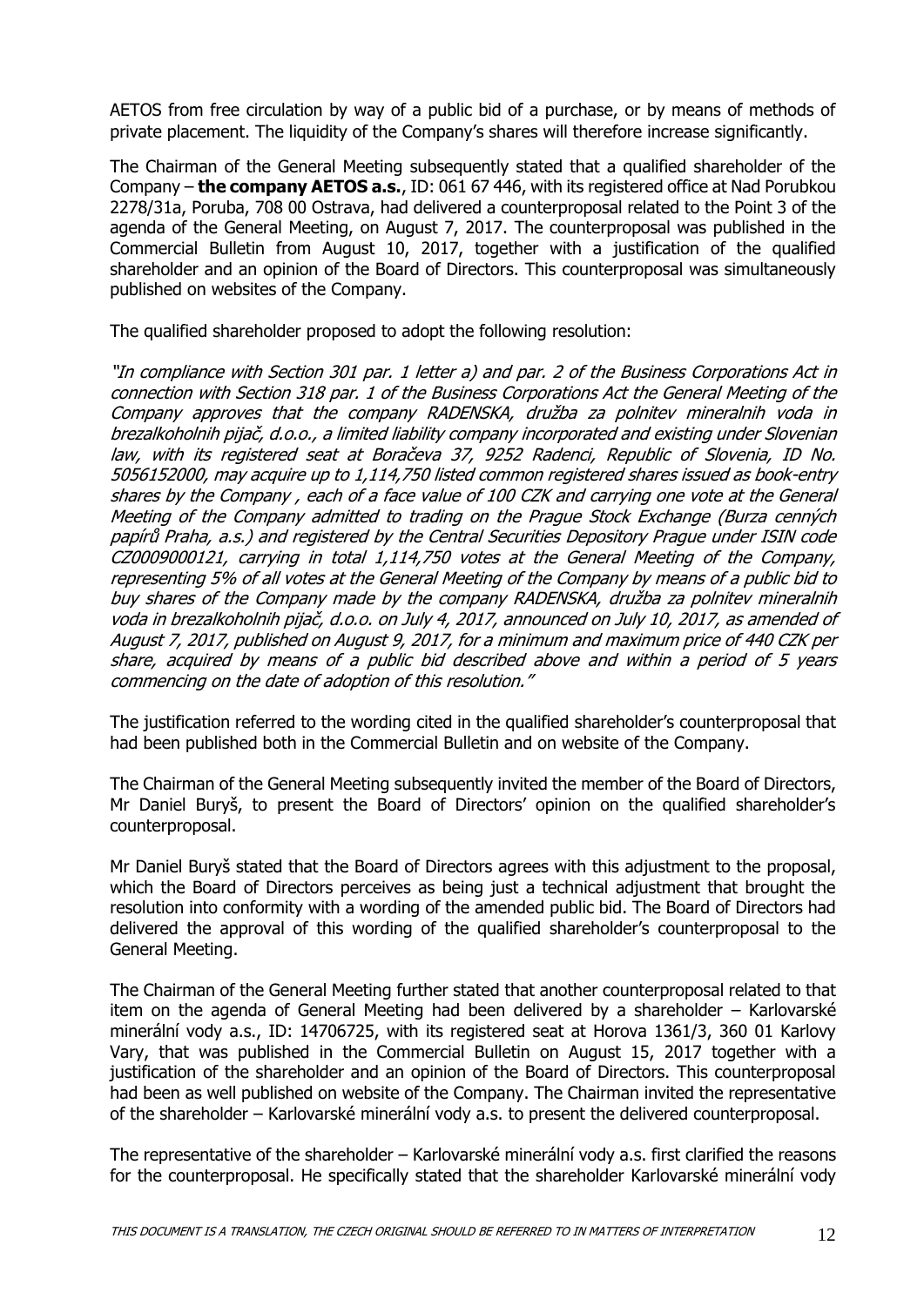AETOS from free circulation by way of a public bid of a purchase, or by means of methods of private placement. The liquidity of the Company's shares will therefore increase significantly.

The Chairman of the General Meeting subsequently stated that a qualified shareholder of the Company – **the company AETOS a.s.**, ID: 061 67 446, with its registered office at Nad Porubkou 2278/31a, Poruba, 708 00 Ostrava, had delivered a counterproposal related to the Point 3 of the agenda of the General Meeting, on August 7, 2017. The counterproposal was published in the Commercial Bulletin from August 10, 2017, together with a justification of the qualified shareholder and an opinion of the Board of Directors. This counterproposal was simultaneously published on websites of the Company.

The qualified shareholder proposed to adopt the following resolution:

*"In compliance with Section 301 par. 1 letter a) and par. 2 of the Business Corporations Act in connection with Section 318 par. 1 of the Business Corporations Act the General Meeting of the Company approves that the company RADENSKA, družba za polnitev mineralnih voda in brezalkoholnih pijač, d.o.o., a limited liability company incorporated and existing under Slovenian law, with its registered seat at Boračeva 37, 9252 Radenci, Republic of Slovenia, ID No. 5056152000, may acquire up to 1,114,750 listed common registered shares issued as book-entry shares by the Company , each of a face value of 100 CZK and carrying one vote at the General Meeting of the Company admitted to trading on the Prague Stock Exchange (Burza cenných papírů Praha, a.s.) and registered by the Central Securities Depository Prague under ISIN code CZ0009000121, carrying in total 1,114,750 votes at the General Meeting of the Company, representing 5% of all votes at the General Meeting of the Company by means of a public bid to buy shares of the Company made by the company RADENSKA, družba za polnitev mineralnih voda in brezalkoholnih pijač, d.o.o. on July 4, 2017, announced on July 10, 2017, as amended of August 7, 2017, published on August 9, 2017, for a minimum and maximum price of 440 CZK per share, acquired by means of a public bid described above and within a period of 5 years commencing on the date of adoption of this resolution."*

The justification referred to the wording cited in the qualified shareholder's counterproposal that had been published both in the Commercial Bulletin and on website of the Company.

The Chairman of the General Meeting subsequently invited the member of the Board of Directors, Mr Daniel Buryš, to present the Board of Directors' opinion on the qualified shareholder's counterproposal.

Mr Daniel Buryš stated that the Board of Directors agrees with this adjustment to the proposal, which the Board of Directors perceives as being just a technical adjustment that brought the resolution into conformity with a wording of the amended public bid. The Board of Directors had delivered the approval of this wording of the qualified shareholder's counterproposal to the General Meeting.

The Chairman of the General Meeting further stated that another counterproposal related to that item on the agenda of General Meeting had been delivered by a shareholder – Karlovarské minerální vody a.s., ID: 14706725, with its registered seat at Horova 1361/3, 360 01 Karlovy Vary, that was published in the Commercial Bulletin on August 15, 2017 together with a justification of the shareholder and an opinion of the Board of Directors. This counterproposal had been as well published on website of the Company. The Chairman invited the representative of the shareholder – Karlovarské minerální vody a.s. to present the delivered counterproposal.

The representative of the shareholder – Karlovarské minerální vody a.s. first clarified the reasons for the counterproposal. He specifically stated that the shareholder Karlovarské minerální vody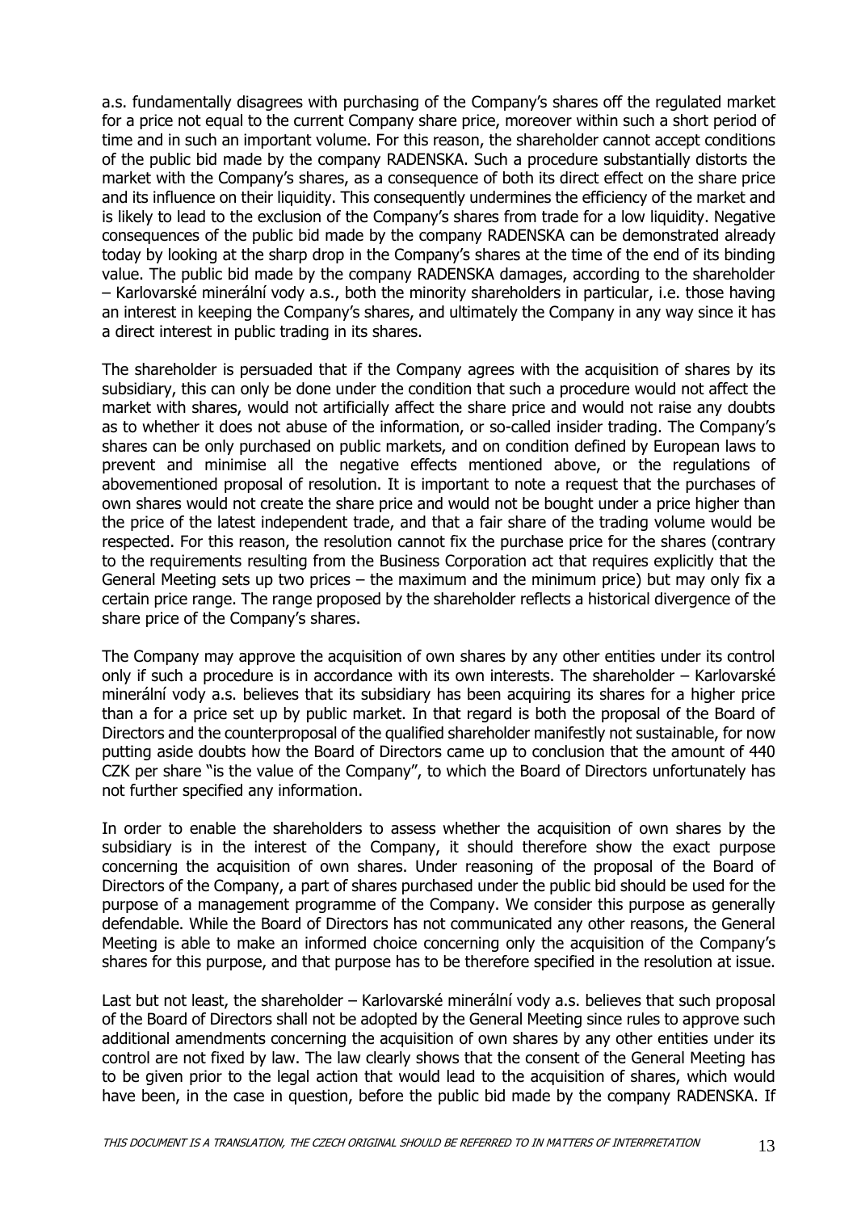a.s. fundamentally disagrees with purchasing of the Company's shares off the regulated market for a price not equal to the current Company share price, moreover within such a short period of time and in such an important volume. For this reason, the shareholder cannot accept conditions of the public bid made by the company RADENSKA. Such a procedure substantially distorts the market with the Company's shares, as a consequence of both its direct effect on the share price and its influence on their liquidity. This consequently undermines the efficiency of the market and is likely to lead to the exclusion of the Company's shares from trade for a low liquidity. Negative consequences of the public bid made by the company RADENSKA can be demonstrated already today by looking at the sharp drop in the Company's shares at the time of the end of its binding value. The public bid made by the company RADENSKA damages, according to the shareholder – Karlovarské minerální vody a.s., both the minority shareholders in particular, i.e. those having an interest in keeping the Company's shares, and ultimately the Company in any way since it has a direct interest in public trading in its shares.

The shareholder is persuaded that if the Company agrees with the acquisition of shares by its subsidiary, this can only be done under the condition that such a procedure would not affect the market with shares, would not artificially affect the share price and would not raise any doubts as to whether it does not abuse of the information, or so-called insider trading. The Company's shares can be only purchased on public markets, and on condition defined by European laws to prevent and minimise all the negative effects mentioned above, or the regulations of abovementioned proposal of resolution. It is important to note a request that the purchases of own shares would not create the share price and would not be bought under a price higher than the price of the latest independent trade, and that a fair share of the trading volume would be respected. For this reason, the resolution cannot fix the purchase price for the shares (contrary to the requirements resulting from the Business Corporation act that requires explicitly that the General Meeting sets up two prices – the maximum and the minimum price) but may only fix a certain price range. The range proposed by the shareholder reflects a historical divergence of the share price of the Company's shares.

The Company may approve the acquisition of own shares by any other entities under its control only if such a procedure is in accordance with its own interests. The shareholder – Karlovarské minerální vody a.s. believes that its subsidiary has been acquiring its shares for a higher price than a for a price set up by public market. In that regard is both the proposal of the Board of Directors and the counterproposal of the qualified shareholder manifestly not sustainable, for now putting aside doubts how the Board of Directors came up to conclusion that the amount of 440 CZK per share "is the value of the Company", to which the Board of Directors unfortunately has not further specified any information.

In order to enable the shareholders to assess whether the acquisition of own shares by the subsidiary is in the interest of the Company, it should therefore show the exact purpose concerning the acquisition of own shares. Under reasoning of the proposal of the Board of Directors of the Company, a part of shares purchased under the public bid should be used for the purpose of a management programme of the Company. We consider this purpose as generally defendable. While the Board of Directors has not communicated any other reasons, the General Meeting is able to make an informed choice concerning only the acquisition of the Company's shares for this purpose, and that purpose has to be therefore specified in the resolution at issue.

Last but not least, the shareholder – Karlovarské minerální vody a.s. believes that such proposal of the Board of Directors shall not be adopted by the General Meeting since rules to approve such additional amendments concerning the acquisition of own shares by any other entities under its control are not fixed by law. The law clearly shows that the consent of the General Meeting has to be given prior to the legal action that would lead to the acquisition of shares, which would have been, in the case in question, before the public bid made by the company RADENSKA. If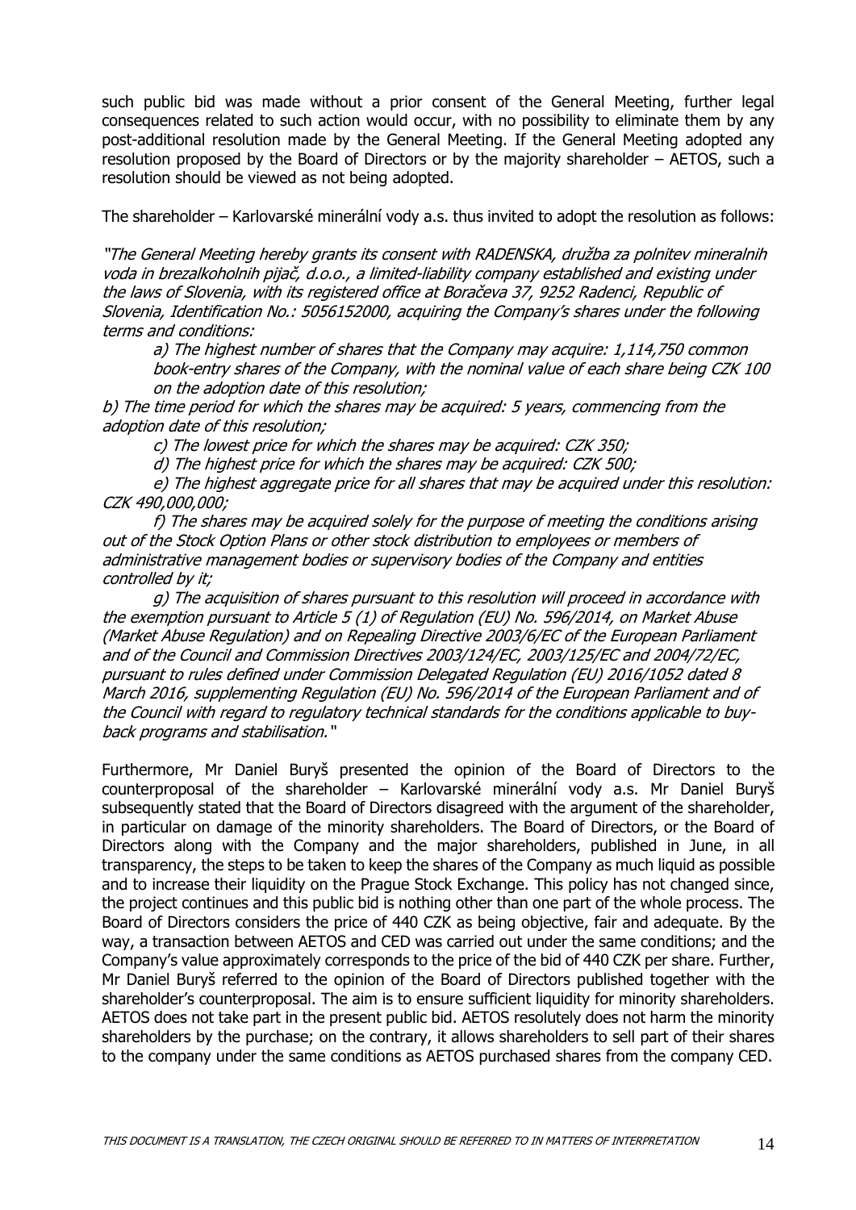such public bid was made without a prior consent of the General Meeting, further legal consequences related to such action would occur, with no possibility to eliminate them by any post-additional resolution made by the General Meeting. If the General Meeting adopted any resolution proposed by the Board of Directors or by the majority shareholder – AETOS, such a resolution should be viewed as not being adopted.

The shareholder – Karlovarské minerální vody a.s. thus invited to adopt the resolution as follows:

*"The General Meeting hereby grants its consent with RADENSKA, družba za polnitev mineralnih voda in brezalkoholnih pijač, d.o.o., a limited-liability company established and existing under the laws of Slovenia, with its registered office at Boračeva 37, 9252 Radenci, Republic of Slovenia, Identification No.: 5056152000, acquiring the Company's shares under the following terms and conditions:*

*a) The highest number of shares that the Company may acquire: 1,114,750 common book-entry shares of the Company, with the nominal value of each share being CZK 100 on the adoption date of this resolution;*

*b) The time period for which the shares may be acquired: 5 years, commencing from the adoption date of this resolution;*

*c) The lowest price for which the shares may be acquired: CZK 350;*

*d) The highest price for which the shares may be acquired: CZK 500;*

*e) The highest aggregate price for all shares that may be acquired under this resolution: CZK 490,000,000;*

*f) The shares may be acquired solely for the purpose of meeting the conditions arising out of the Stock Option Plans or other stock distribution to employees or members of administrative management bodies or supervisory bodies of the Company and entities controlled by it;*

*g) The acquisition of shares pursuant to this resolution will proceed in accordance with the exemption pursuant to Article 5 (1) of Regulation (EU) No. 596/2014, on Market Abuse (Market Abuse Regulation) and on Repealing Directive 2003/6/EC of the European Parliament and of the Council and Commission Directives 2003/124/EC, 2003/125/EC and 2004/72/EC, pursuant to rules defined under Commission Delegated Regulation (EU) 2016/1052 dated 8 March 2016, supplementing Regulation (EU) No. 596/2014 of the European Parliament and of the Council with regard to regulatory technical standards for the conditions applicable to buy-back programs and stabilisation."*

Furthermore, Mr Daniel Buryš presented the opinion of the Board of Directors to the counterproposal of the shareholder – Karlovarské minerální vody a.s. Mr Daniel Buryš subsequently stated that the Board of Directors disagreed with the argument of the shareholder, in particular on damage of the minority shareholders. The Board of Directors, or the Board of Directors along with the Company and the major shareholders, published in June, in all transparency, the steps to be taken to keep the shares of the Company as much liquid as possible and to increase their liquidity on the Prague Stock Exchange. This policy has not changed since, the project continues and this public bid is nothing other than one part of the whole process. The Board of Directors considers the price of 440 CZK as being objective, fair and adequate. By the way, a transaction between AETOS and CED was carried out under the same conditions; and the Company's value approximately corresponds to the price of the bid of 440 CZK per share. Further, Mr Daniel Buryš referred to the opinion of the Board of Directors published together with the shareholder's counterproposal. The aim is to ensure sufficient liquidity for minority shareholders. AETOS does not take part in the present public bid. AETOS resolutely does not harm the minority shareholders by the purchase; on the contrary, it allows shareholders to sell part of their shares to the company under the same conditions as AETOS purchased shares from the company CED.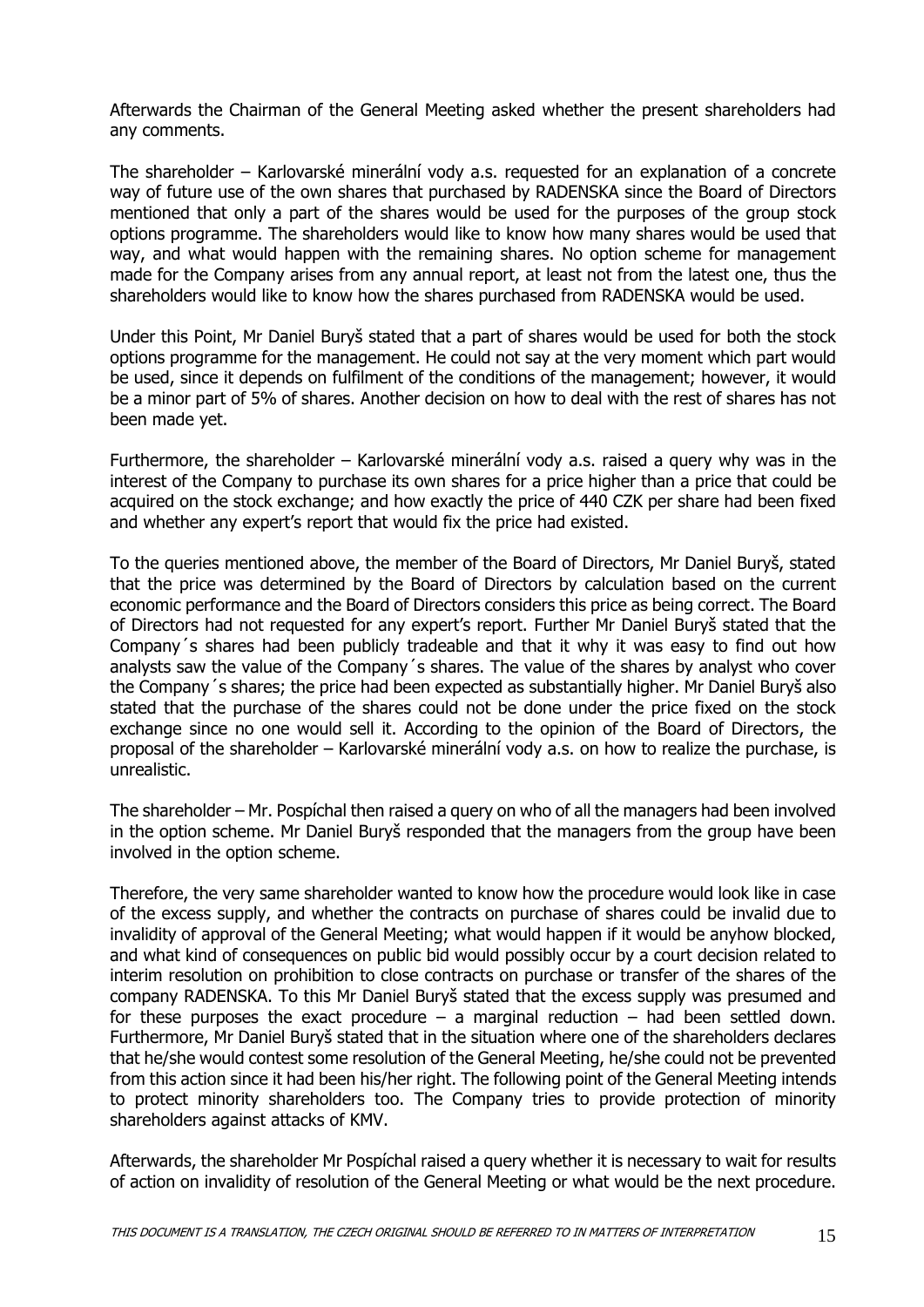Afterwards the Chairman of the General Meeting asked whether the present shareholders had any comments.

The shareholder – Karlovarské minerální vody a.s. requested for an explanation of a concrete way of future use of the own shares that purchased by RADENSKA since the Board of Directors mentioned that only a part of the shares would be used for the purposes of the group stock options programme. The shareholders would like to know how many shares would be used that way, and what would happen with the remaining shares. No option scheme for management made for the Company arises from any annual report, at least not from the latest one, thus the shareholders would like to know how the shares purchased from RADENSKA would be used.

Under this Point, Mr Daniel Buryš stated that a part of shares would be used for both the stock options programme for the management. He could not say at the very moment which part would be used, since it depends on fulfilment of the conditions of the management; however, it would be a minor part of 5% of shares. Another decision on how to deal with the rest of shares has not been made yet.

Furthermore, the shareholder – Karlovarské minerální vody a.s. raised a query why was in the interest of the Company to purchase its own shares for a price higher than a price that could be acquired on the stock exchange; and how exactly the price of 440 CZK per share had been fixed and whether any expert's report that would fix the price had existed.

To the queries mentioned above, the member of the Board of Directors, Mr Daniel Buryš, stated that the price was determined by the Board of Directors by calculation based on the current economic performance and the Board of Directors considers this price as being correct. The Board of Directors had not requested for any expert's report. Further Mr Daniel Buryš stated that the Company´s shares had been publicly tradeable and that it why it was easy to find out how analysts saw the value of the Company´s shares. The value of the shares by analyst who cover the Company´s shares; the price had been expected as substantially higher. Mr Daniel Buryš also stated that the purchase of the shares could not be done under the price fixed on the stock exchange since no one would sell it. According to the opinion of the Board of Directors, the proposal of the shareholder – Karlovarské minerální vody a.s. on how to realize the purchase, is unrealistic.

The shareholder – Mr. Pospíchal then raised a query on who of all the managers had been involved in the option scheme. Mr Daniel Buryš responded that the managers from the group have been involved in the option scheme.

Therefore, the very same shareholder wanted to know how the procedure would look like in case of the excess supply, and whether the contracts on purchase of shares could be invalid due to invalidity of approval of the General Meeting; what would happen if it would be anyhow blocked, and what kind of consequences on public bid would possibly occur by a court decision related to interim resolution on prohibition to close contracts on purchase or transfer of the shares of the company RADENSKA. To this Mr Daniel Buryš stated that the excess supply was presumed and for these purposes the exact procedure – a marginal reduction – had been settled down. Furthermore, Mr Daniel Buryš stated that in the situation where one of the shareholders declares that he/she would contest some resolution of the General Meeting, he/she could not be prevented from this action since it had been his/her right. The following point of the General Meeting intends to protect minority shareholders too. The Company tries to provide protection of minority shareholders against attacks of KMV.

Afterwards, the shareholder Mr Pospíchal raised a query whether it is necessary to wait for results of action on invalidity of resolution of the General Meeting or what would be the next procedure.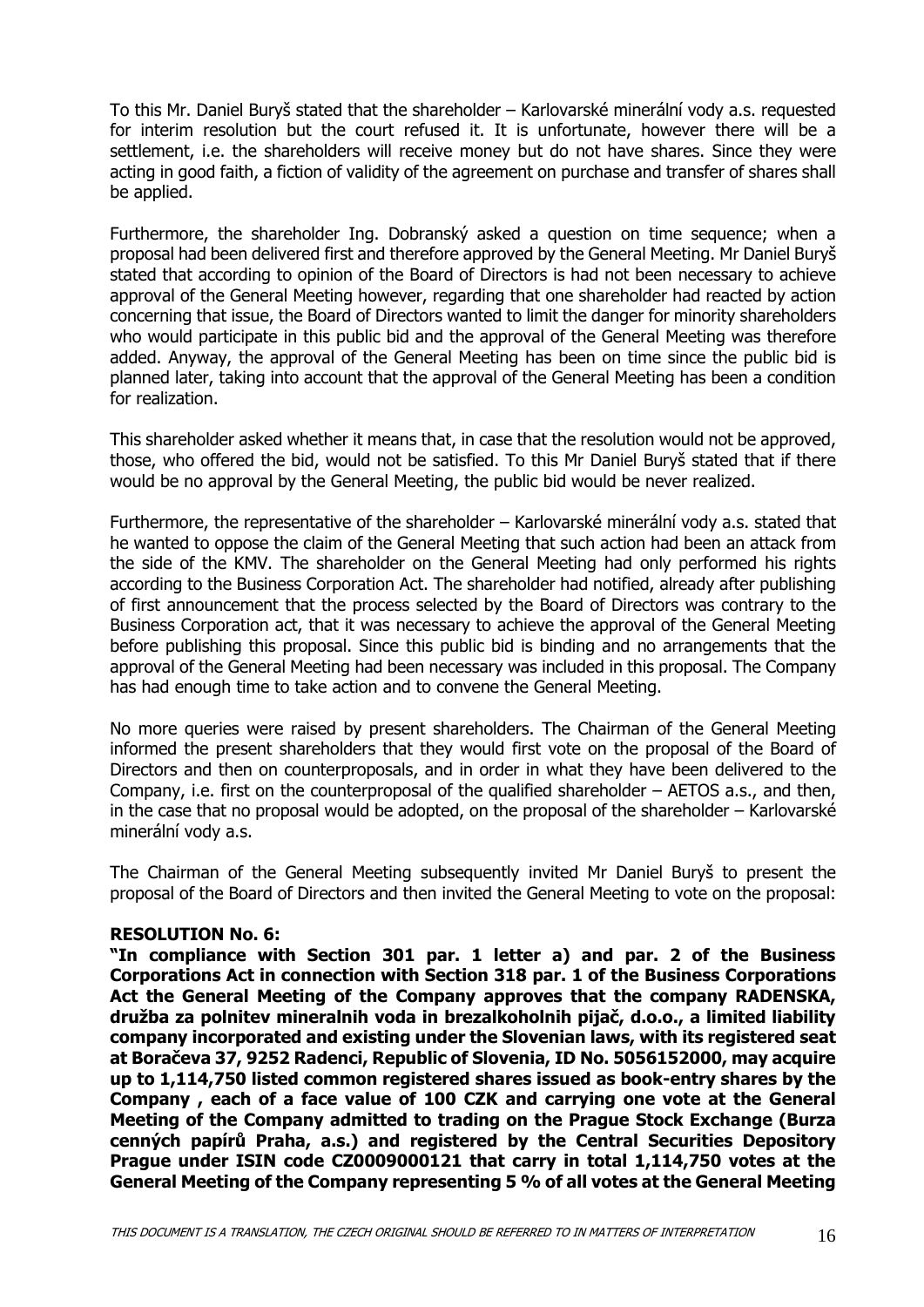To this Mr. Daniel Buryš stated that the shareholder – Karlovarské minerální vody a.s. requested for interim resolution but the court refused it. It is unfortunate, however there will be a settlement, i.e. the shareholders will receive money but do not have shares. Since they were acting in good faith, a fiction of validity of the agreement on purchase and transfer of shares shall be applied.

Furthermore, the shareholder Ing. Dobranský asked a question on time sequence; when a proposal had been delivered first and therefore approved by the General Meeting. Mr Daniel Buryš stated that according to opinion of the Board of Directors is had not been necessary to achieve approval of the General Meeting however, regarding that one shareholder had reacted by action concerning that issue, the Board of Directors wanted to limit the danger for minority shareholders who would participate in this public bid and the approval of the General Meeting was therefore added. Anyway, the approval of the General Meeting has been on time since the public bid is planned later, taking into account that the approval of the General Meeting has been a condition for realization.

This shareholder asked whether it means that, in case that the resolution would not be approved, those, who offered the bid, would not be satisfied. To this Mr Daniel Buryš stated that if there would be no approval by the General Meeting, the public bid would be never realized.

Furthermore, the representative of the shareholder – Karlovarské minerální vody a.s. stated that he wanted to oppose the claim of the General Meeting that such action had been an attack from the side of the KMV. The shareholder on the General Meeting had only performed his rights according to the Business Corporation Act. The shareholder had notified, already after publishing of first announcement that the process selected by the Board of Directors was contrary to the Business Corporation act, that it was necessary to achieve the approval of the General Meeting before publishing this proposal. Since this public bid is binding and no arrangements that the approval of the General Meeting had been necessary was included in this proposal. The Company has had enough time to take action and to convene the General Meeting.

No more queries were raised by present shareholders. The Chairman of the General Meeting informed the present shareholders that they would first vote on the proposal of the Board of Directors and then on counterproposals, and in order in what they have been delivered to the Company, i.e. first on the counterproposal of the qualified shareholder – AETOS a.s., and then, in the case that no proposal would be adopted, on the proposal of the shareholder – Karlovarské minerální vody a.s.

The Chairman of the General Meeting subsequently invited Mr Daniel Buryš to present the proposal of the Board of Directors and then invited the General Meeting to vote on the proposal:

**RESOLUTION No. 6:**

**"In compliance with Section 301 par. 1 letter a) and par. 2 of the Business Corporations Act in connection with Section 318 par. 1 of the Business Corporations Act the General Meeting of the Company approves that the company RADENSKA, družba za polnitev mineralnih voda in brezalkoholnih pijač, d.o.o., a limited liability company incorporated and existing under the Slovenian laws, with its registered seat at Boračeva 37, 9252 Radenci, Republic of Slovenia, ID No. 5056152000, may acquire up to 1,114,750 listed common registered shares issued as book-entry shares by the Company , each of a face value of 100 CZK and carrying one vote at the General Meeting of the Company admitted to trading on the Prague Stock Exchange (Burza cenných papírů Praha, a.s.) and registered by the Central Securities Depository Prague under ISIN code CZ0009000121 that carry in total 1,114,750 votes at the General Meeting of the Company representing 5 % of all votes at the General Meeting**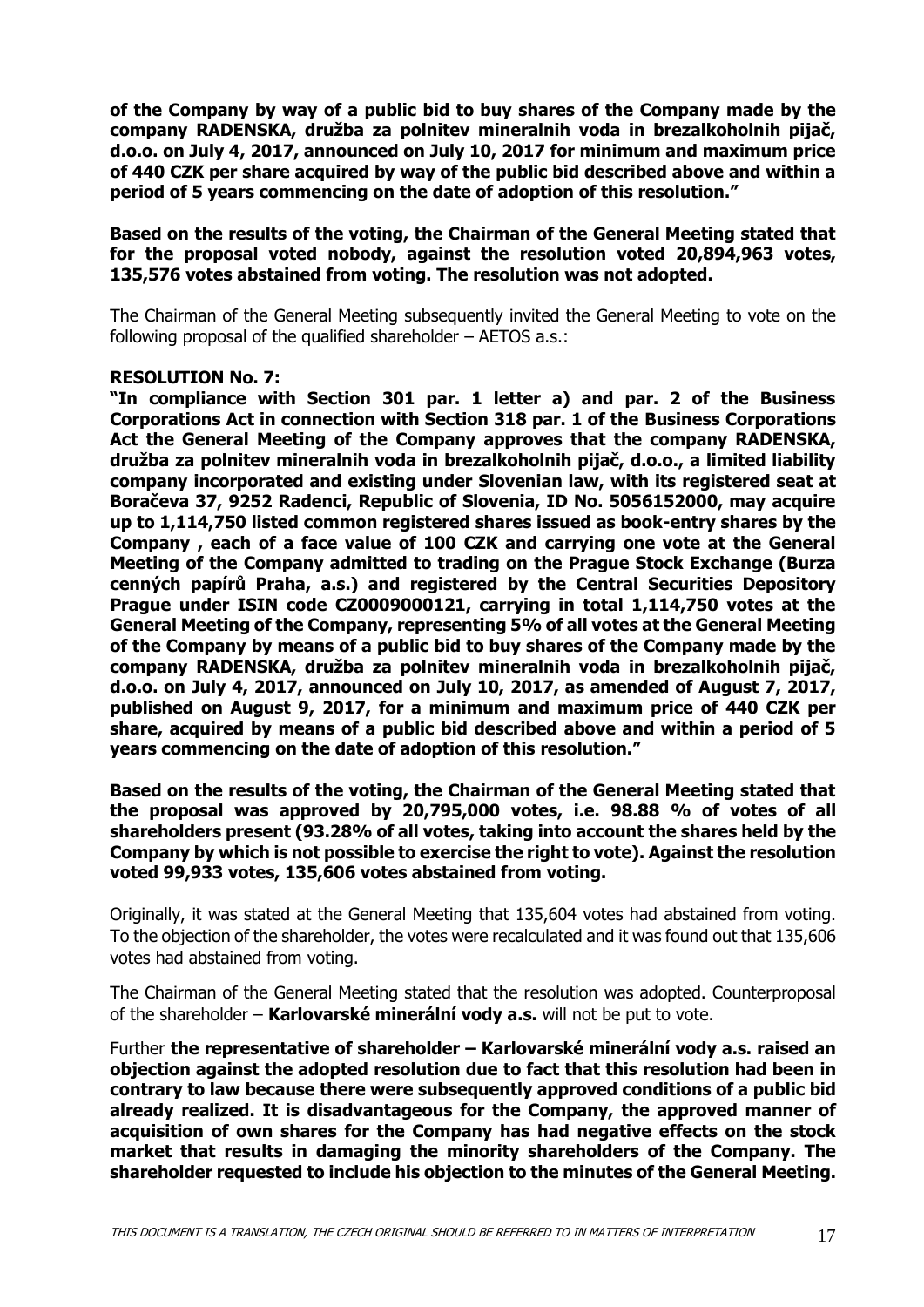**of the Company by way of a public bid to buy shares of the Company made by the company RADENSKA, družba za polnitev mineralnih voda in brezalkoholnih pijač, d.o.o. on July 4, 2017, announced on July 10, 2017 for minimum and maximum price of 440 CZK per share acquired by way of the public bid described above and within a period of 5 years commencing on the date of adoption of this resolution."**

**Based on the results of the voting, the Chairman of the General Meeting stated that for the proposal voted nobody, against the resolution voted 20,894,963 votes, 135,576 votes abstained from voting. The resolution was not adopted.**

The Chairman of the General Meeting subsequently invited the General Meeting to vote on the following proposal of the qualified shareholder – AETOS a.s.:

**RESOLUTION No. 7:**

**"In compliance with Section 301 par. 1 letter a) and par. 2 of the Business Corporations Act in connection with Section 318 par. 1 of the Business Corporations Act the General Meeting of the Company approves that the company RADENSKA, družba za polnitev mineralnih voda in brezalkoholnih pijač, d.o.o., a limited liability company incorporated and existing under Slovenian law, with its registered seat at Boračeva 37, 9252 Radenci, Republic of Slovenia, ID No. 5056152000, may acquire up to 1,114,750 listed common registered shares issued as book-entry shares by the Company , each of a face value of 100 CZK and carrying one vote at the General Meeting of the Company admitted to trading on the Prague Stock Exchange (Burza cenných papírů Praha, a.s.) and registered by the Central Securities Depository Prague under ISIN code CZ0009000121, carrying in total 1,114,750 votes at the General Meeting of the Company, representing 5% of all votes at the General Meeting of the Company by means of a public bid to buy shares of the Company made by the company RADENSKA, družba za polnitev mineralnih voda in brezalkoholnih pijač, d.o.o. on July 4, 2017, announced on July 10, 2017, as amended of August 7, 2017, published on August 9, 2017, for a minimum and maximum price of 440 CZK per share, acquired by means of a public bid described above and within a period of 5 years commencing on the date of adoption of this resolution."**

**Based on the results of the voting, the Chairman of the General Meeting stated that the proposal was approved by 20,795,000 votes, i.e. 98.88 % of votes of all shareholders present (93.28% of all votes, taking into account the shares held by the Company by which is not possible to exercise the right to vote). Against the resolution voted 99,933 votes, 135,606 votes abstained from voting.**

Originally, it was stated at the General Meeting that 135,604 votes had abstained from voting. To the objection of the shareholder, the votes were recalculated and it was found out that 135,606 votes had abstained from voting.

The Chairman of the General Meeting stated that the resolution was adopted. Counterproposal of the shareholder – **Karlovarské minerální vody a.s.** will not be put to vote.

Further **the representative of shareholder – Karlovarské minerální vody a.s. raised an objection against the adopted resolution due to fact that this resolution had been in contrary to law because there were subsequently approved conditions of a public bid already realized. It is disadvantageous for the Company, the approved manner of acquisition of own shares for the Company has had negative effects on the stock market that results in damaging the minority shareholders of the Company. The shareholder requested to include his objection to the minutes of the General Meeting.**

*THIS DOCUMENT IS A TRANSLATION, THE CZECH ORIGINAL SHOULD BE REFERRED TO IN MATTERS OF INTERPRETATION*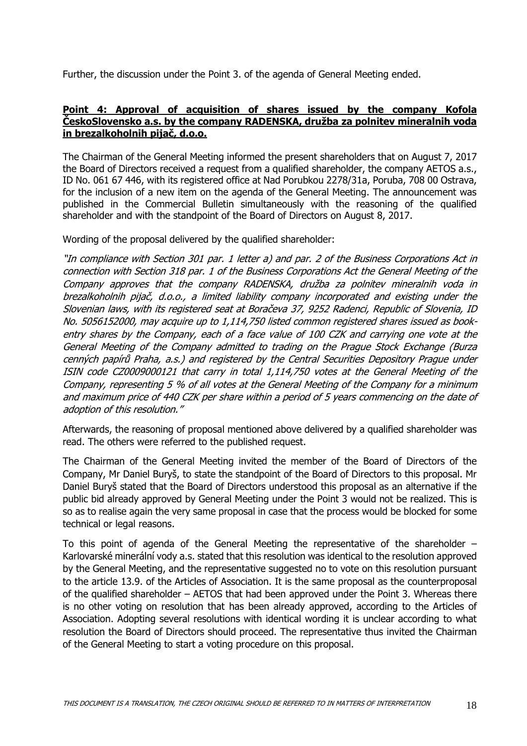Further, the discussion under the Point 3. of the agenda of General Meeting ended.

**Point 4: Approval of acquisition of shares issued by the company Kofola ČeskoSlovensko a.s. by the company RADENSKA, družba za polnitev mineralnih voda in brezalkoholnih pijač, d.o.o.**

The Chairman of the General Meeting informed the present shareholders that on August 7, 2017 the Board of Directors received a request from a qualified shareholder, the company AETOS a.s., ID No. 061 67 446, with its registered office at Nad Porubkou 2278/31a, Poruba, 708 00 Ostrava, for the inclusion of a new item on the agenda of the General Meeting. The announcement was published in the Commercial Bulletin simultaneously with the reasoning of the qualified shareholder and with the standpoint of the Board of Directors on August 8, 2017.

Wording of the proposal delivered by the qualified shareholder:

*"In compliance with Section 301 par. 1 letter a) and par. 2 of the Business Corporations Act in connection with Section 318 par. 1 of the Business Corporations Act the General Meeting of the Company approves that the company RADENSKA, družba za polnitev mineralnih voda in brezalkoholnih pijač, d.o.o., a limited liability company incorporated and existing under the Slovenian laws, with its registered seat at Boračeva 37, 9252 Radenci, Republic of Slovenia, ID No. 5056152000, may acquire up to 1,114,750 listed common registered shares issued as book-entry shares by the Company, each of a face value of 100 CZK and carrying one vote at the General Meeting of the Company admitted to trading on the Prague Stock Exchange (Burza cenných papírů Praha, a.s.) and registered by the Central Securities Depository Prague under ISIN code CZ0009000121 that carry in total 1,114,750 votes at the General Meeting of the Company, representing 5 % of all votes at the General Meeting of the Company for a minimum and maximum price of 440 CZK per share within a period of 5 years commencing on the date of adoption of this resolution."*

Afterwards, the reasoning of proposal mentioned above delivered by a qualified shareholder was read. The others were referred to the published request.

The Chairman of the General Meeting invited the member of the Board of Directors of the Company, Mr Daniel Buryš, to state the standpoint of the Board of Directors to this proposal. Mr Daniel Buryš stated that the Board of Directors understood this proposal as an alternative if the public bid already approved by General Meeting under the Point 3 would not be realized. This is so as to realise again the very same proposal in case that the process would be blocked for some technical or legal reasons.

To this point of agenda of the General Meeting the representative of the shareholder – Karlovarské minerální vody a.s. stated that this resolution was identical to the resolution approved by the General Meeting, and the representative suggested no to vote on this resolution pursuant to the article 13.9. of the Articles of Association. It is the same proposal as the counterproposal of the qualified shareholder – AETOS that had been approved under the Point 3. Whereas there is no other voting on resolution that has been already approved, according to the Articles of Association. Adopting several resolutions with identical wording it is unclear according to what resolution the Board of Directors should proceed. The representative thus invited the Chairman of the General Meeting to start a voting procedure on this proposal.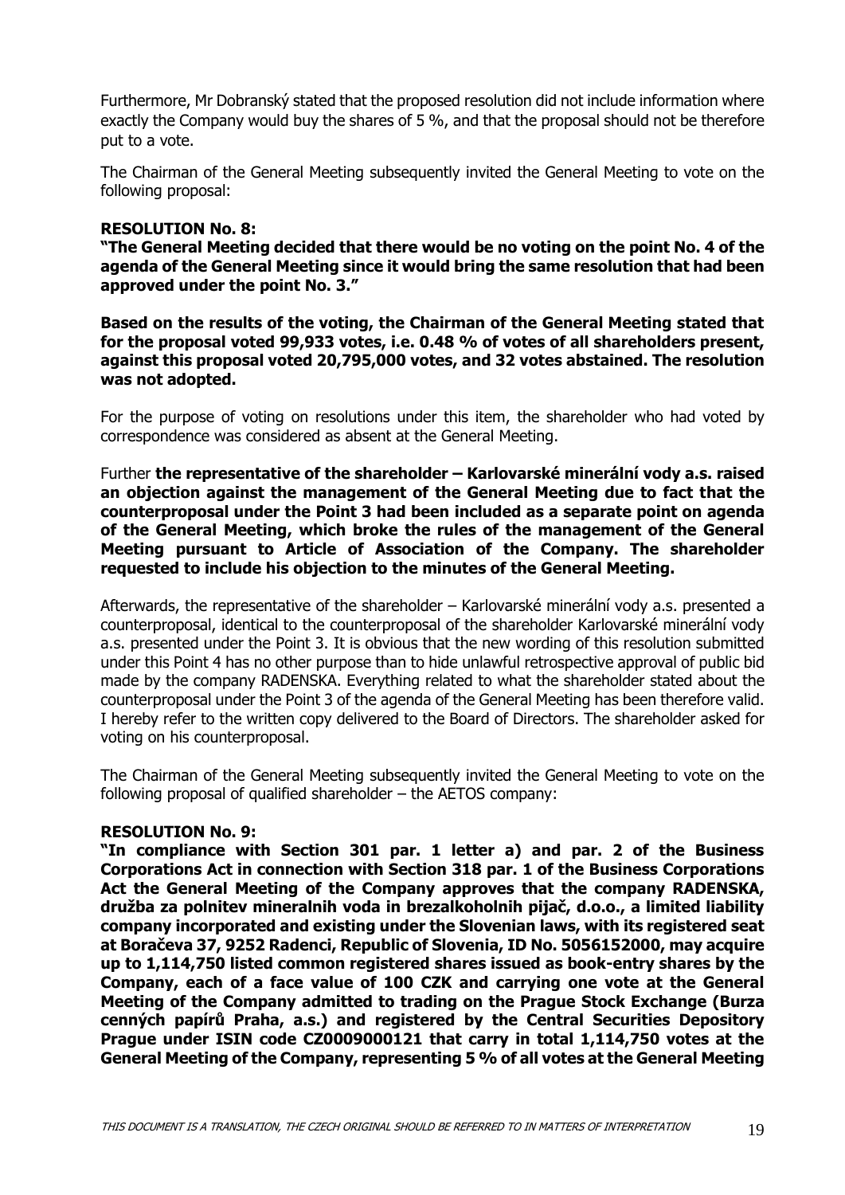Furthermore, Mr Dobranský stated that the proposed resolution did not include information where exactly the Company would buy the shares of 5 %, and that the proposal should not be therefore put to a vote.

The Chairman of the General Meeting subsequently invited the General Meeting to vote on the following proposal:

**RESOLUTION No. 8:**
**"The General Meeting decided that there would be no voting on the point No. 4 of the agenda of the General Meeting since it would bring the same resolution that had been approved under the point No. 3."**

**Based on the results of the voting, the Chairman of the General Meeting stated that for the proposal voted 99,933 votes, i.e. 0.48 % of votes of all shareholders present, against this proposal voted 20,795,000 votes, and 32 votes abstained. The resolution was not adopted.**

For the purpose of voting on resolutions under this item, the shareholder who had voted by correspondence was considered as absent at the General Meeting.

Further **the representative of the shareholder – Karlovarské minerální vody a.s. raised an objection against the management of the General Meeting due to fact that the counterproposal under the Point 3 had been included as a separate point on agenda of the General Meeting, which broke the rules of the management of the General Meeting pursuant to Article of Association of the Company. The shareholder requested to include his objection to the minutes of the General Meeting.**

Afterwards, the representative of the shareholder – Karlovarské minerální vody a.s. presented a counterproposal, identical to the counterproposal of the shareholder Karlovarské minerální vody a.s. presented under the Point 3. It is obvious that the new wording of this resolution submitted under this Point 4 has no other purpose than to hide unlawful retrospective approval of public bid made by the company RADENSKA. Everything related to what the shareholder stated about the counterproposal under the Point 3 of the agenda of the General Meeting has been therefore valid. I hereby refer to the written copy delivered to the Board of Directors. The shareholder asked for voting on his counterproposal.

The Chairman of the General Meeting subsequently invited the General Meeting to vote on the following proposal of qualified shareholder – the AETOS company:

**RESOLUTION No. 9:**
**"In compliance with Section 301 par. 1 letter a) and par. 2 of the Business Corporations Act in connection with Section 318 par. 1 of the Business Corporations Act the General Meeting of the Company approves that the company RADENSKA, družba za polnitev mineralnih voda in brezalkoholnih pijač, d.o.o., a limited liability company incorporated and existing under the Slovenian laws, with its registered seat at Boračeva 37, 9252 Radenci, Republic of Slovenia, ID No. 5056152000, may acquire up to 1,114,750 listed common registered shares issued as book-entry shares by the Company, each of a face value of 100 CZK and carrying one vote at the General Meeting of the Company admitted to trading on the Prague Stock Exchange (Burza cenných papírů Praha, a.s.) and registered by the Central Securities Depository Prague under ISIN code CZ0009000121 that carry in total 1,114,750 votes at the General Meeting of the Company, representing 5 % of all votes at the General Meeting**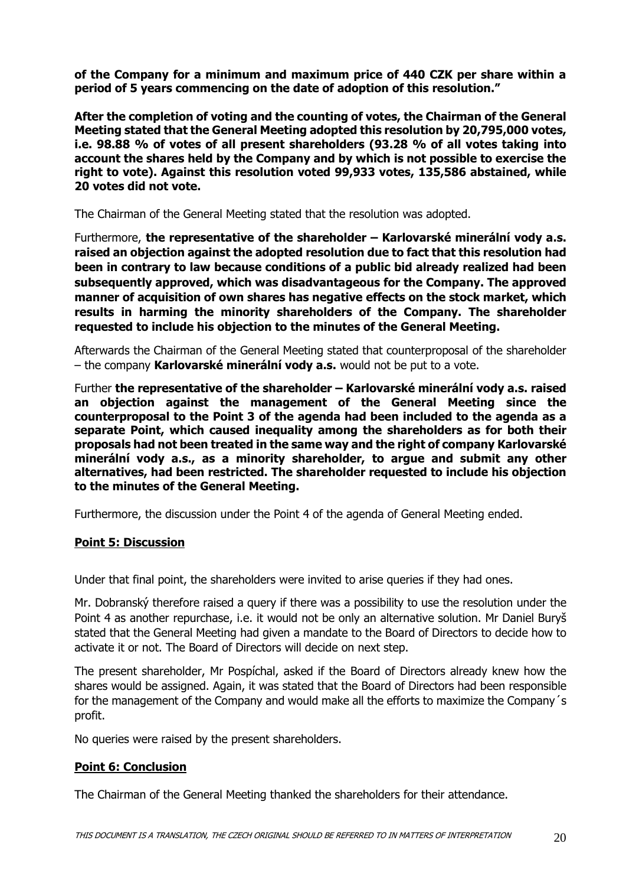**of the Company for a minimum and maximum price of 440 CZK per share within a period of 5 years commencing on the date of adoption of this resolution."**

**After the completion of voting and the counting of votes, the Chairman of the General Meeting stated that the General Meeting adopted this resolution by 20,795,000 votes, i.e. 98.88 % of votes of all present shareholders (93.28 % of all votes taking into account the shares held by the Company and by which is not possible to exercise the right to vote). Against this resolution voted 99,933 votes, 135,586 abstained, while 20 votes did not vote.**

The Chairman of the General Meeting stated that the resolution was adopted.

Furthermore, **the representative of the shareholder – Karlovarské minerální vody a.s. raised an objection against the adopted resolution due to fact that this resolution had been in contrary to law because conditions of a public bid already realized had been subsequently approved, which was disadvantageous for the Company. The approved manner of acquisition of own shares has negative effects on the stock market, which results in harming the minority shareholders of the Company. The shareholder requested to include his objection to the minutes of the General Meeting.**

Afterwards the Chairman of the General Meeting stated that counterproposal of the shareholder – the company **Karlovarské minerální vody a.s.** would not be put to a vote.

Further **the representative of the shareholder – Karlovarské minerální vody a.s. raised an objection against the management of the General Meeting since the counterproposal to the Point 3 of the agenda had been included to the agenda as a separate Point, which caused inequality among the shareholders as for both their proposals had not been treated in the same way and the right of company Karlovarské minerální vody a.s., as a minority shareholder, to argue and submit any other alternatives, had been restricted. The shareholder requested to include his objection to the minutes of the General Meeting.**

Furthermore, the discussion under the Point 4 of the agenda of General Meeting ended.

**Point 5: Discussion**

Under that final point, the shareholders were invited to arise queries if they had ones.

Mr. Dobranský therefore raised a query if there was a possibility to use the resolution under the Point 4 as another repurchase, i.e. it would not be only an alternative solution. Mr Daniel Buryš stated that the General Meeting had given a mandate to the Board of Directors to decide how to activate it or not. The Board of Directors will decide on next step.

The present shareholder, Mr Pospíchal, asked if the Board of Directors already knew how the shares would be assigned. Again, it was stated that the Board of Directors had been responsible for the management of the Company and would make all the efforts to maximize the Company´s profit.

No queries were raised by the present shareholders.

**Point 6: Conclusion**

The Chairman of the General Meeting thanked the shareholders for their attendance.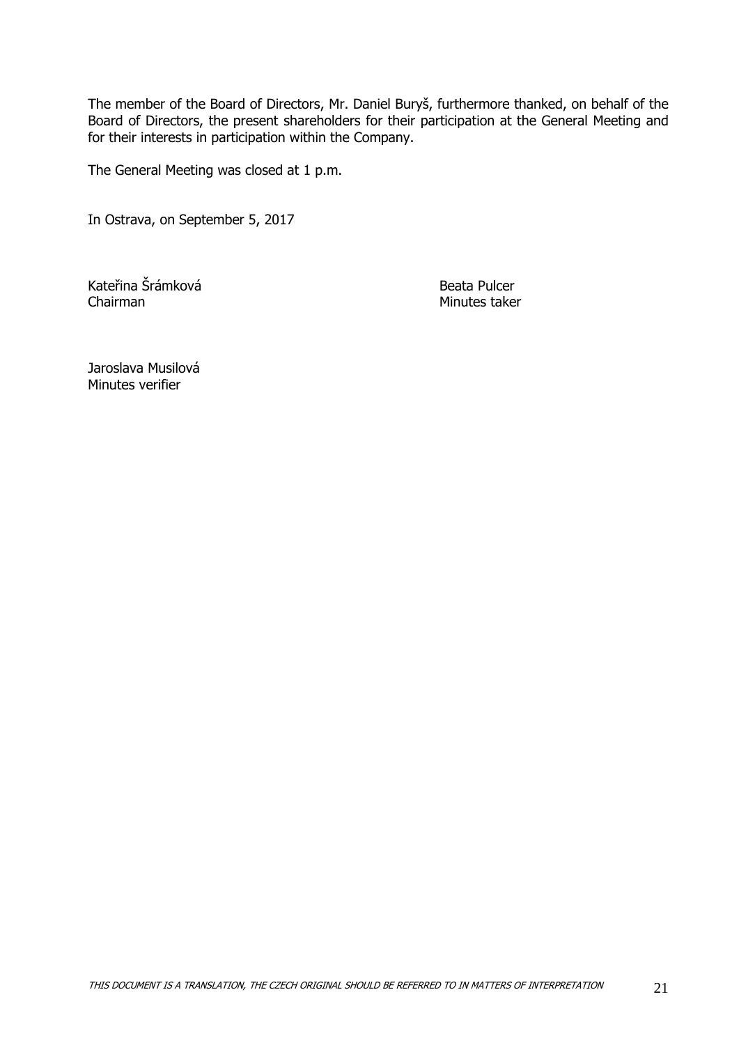The member of the Board of Directors, Mr. Daniel Buryš, furthermore thanked, on behalf of the Board of Directors, the present shareholders for their participation at the General Meeting and for their interests in participation within the Company.

The General Meeting was closed at 1 p.m.

In Ostrava, on September 5, 2017

Kateřina Šrámková
Chairman

Beata Pulcer
Minutes taker

Jaroslava Musilová
Minutes verifier

*THIS DOCUMENT IS A TRANSLATION, THE CZECH ORIGINAL SHOULD BE REFERRED TO IN MATTERS OF INTERPRETATION*